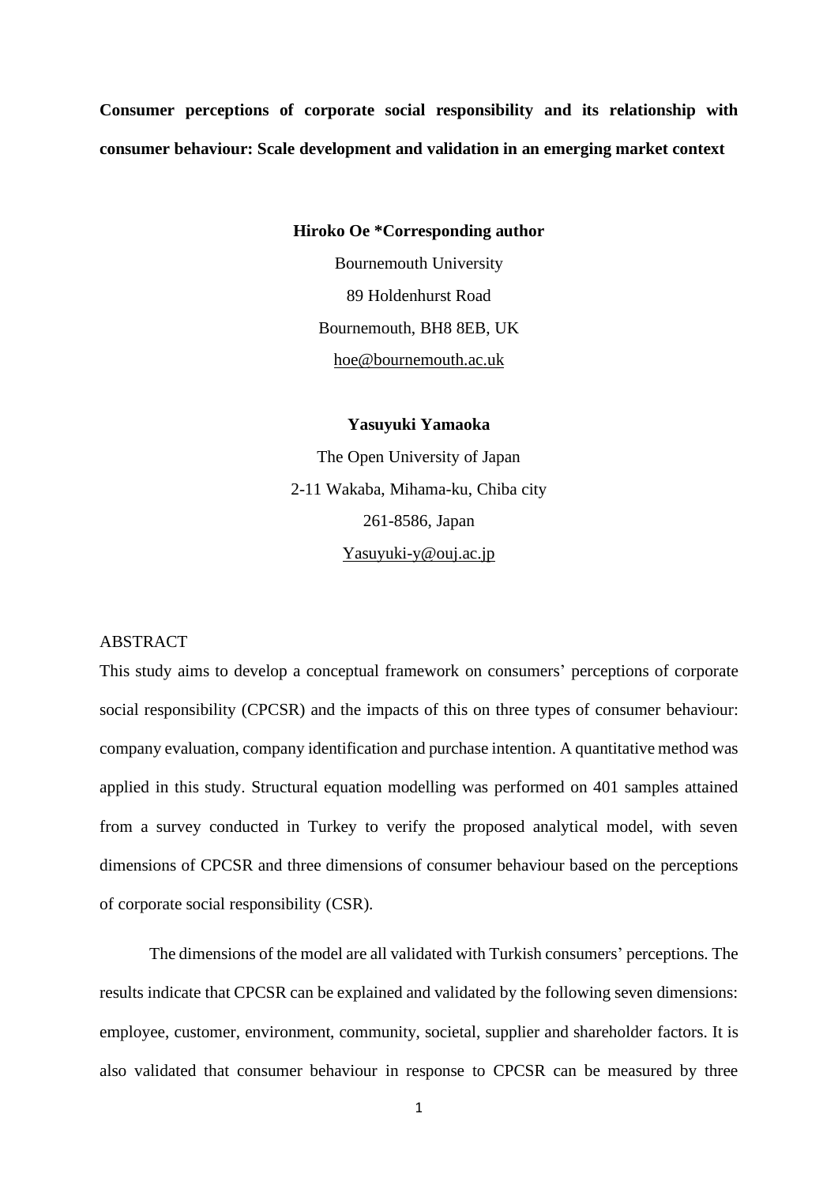**Consumer perceptions of corporate social responsibility and its relationship with consumer behaviour: Scale development and validation in an emerging market context**

**Hiroko Oe *Corresponding author**

Bournemouth University

89 Holdenhurst Road

Bournemouth, BH8 8EB, UK

hoe@bournemouth.ac.uk

**Yasuyuki Yamaoka**

The Open University of Japan

2-11 Wakaba, Mihama-ku, Chiba city

261-8586, Japan

Yasuyuki-y@ouj.ac.jp

ABSTRACT

This study aims to develop a conceptual framework on consumers' perceptions of corporate social responsibility (CPCSR) and the impacts of this on three types of consumer behaviour: company evaluation, company identification and purchase intention. A quantitative method was applied in this study. Structural equation modelling was performed on 401 samples attained from a survey conducted in Turkey to verify the proposed analytical model, with seven dimensions of CPCSR and three dimensions of consumer behaviour based on the perceptions of corporate social responsibility (CSR).

The dimensions of the model are all validated with Turkish consumers' perceptions. The results indicate that CPCSR can be explained and validated by the following seven dimensions: employee, customer, environment, community, societal, supplier and shareholder factors. It is also validated that consumer behaviour in response to CPCSR can be measured by three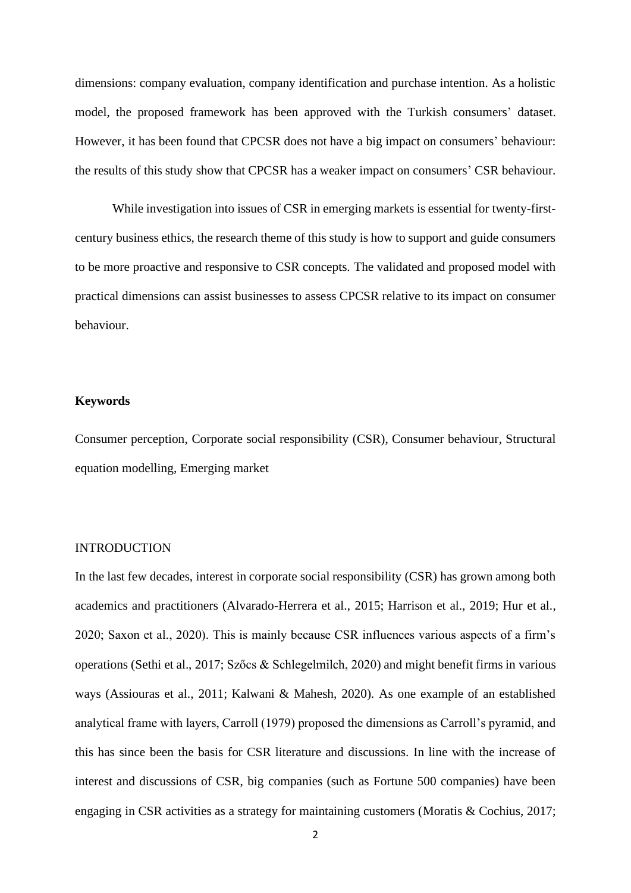dimensions: company evaluation, company identification and purchase intention. As a holistic model, the proposed framework has been approved with the Turkish consumers' dataset. However, it has been found that CPCSR does not have a big impact on consumers' behaviour: the results of this study show that CPCSR has a weaker impact on consumers' CSR behaviour.

While investigation into issues of CSR in emerging markets is essential for twenty-first-century business ethics, the research theme of this study is how to support and guide consumers to be more proactive and responsive to CSR concepts. The validated and proposed model with practical dimensions can assist businesses to assess CPCSR relative to its impact on consumer behaviour.

**Keywords**

Consumer perception, Corporate social responsibility (CSR), Consumer behaviour, Structural equation modelling, Emerging market

## INTRODUCTION

In the last few decades, interest in corporate social responsibility (CSR) has grown among both academics and practitioners (Alvarado-Herrera et al., 2015; Harrison et al., 2019; Hur et al., 2020; Saxon et al., 2020). This is mainly because CSR influences various aspects of a firm's operations (Sethi et al., 2017; Szőcs & Schlegelmilch, 2020) and might benefit firms in various ways (Assiouras et al., 2011; Kalwani & Mahesh, 2020). As one example of an established analytical frame with layers, Carroll (1979) proposed the dimensions as Carroll's pyramid, and this has since been the basis for CSR literature and discussions. In line with the increase of interest and discussions of CSR, big companies (such as Fortune 500 companies) have been engaging in CSR activities as a strategy for maintaining customers (Moratis & Cochius, 2017;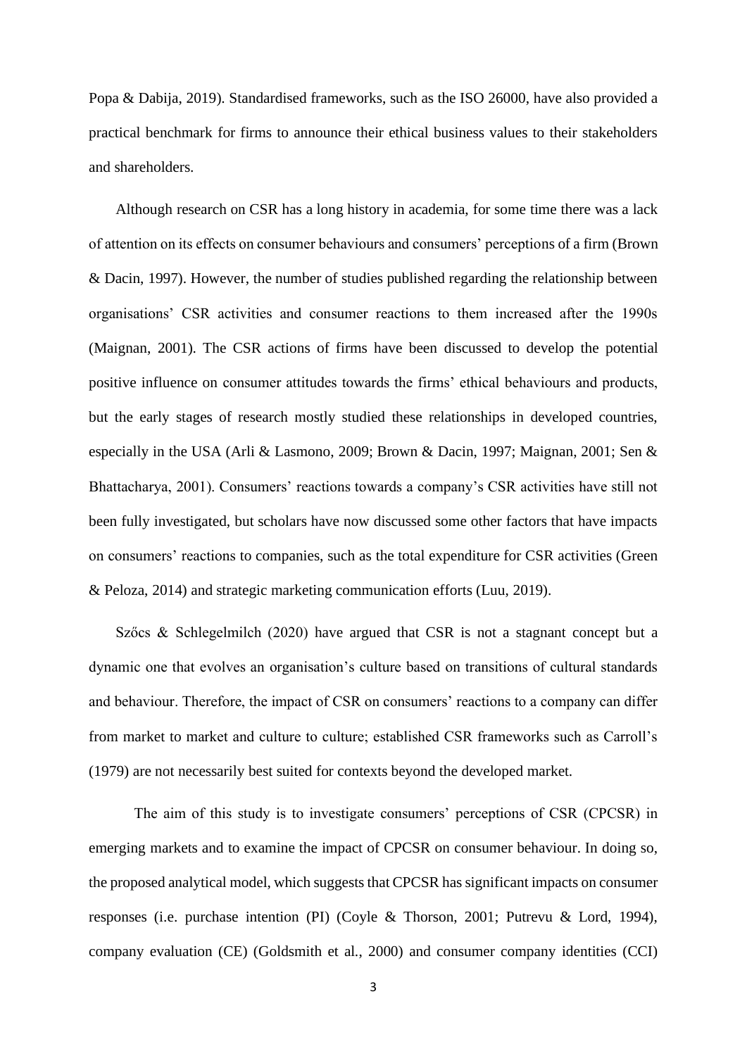Popa & Dabija, 2019). Standardised frameworks, such as the ISO 26000, have also provided a practical benchmark for firms to announce their ethical business values to their stakeholders and shareholders.

Although research on CSR has a long history in academia, for some time there was a lack of attention on its effects on consumer behaviours and consumers' perceptions of a firm (Brown & Dacin, 1997). However, the number of studies published regarding the relationship between organisations' CSR activities and consumer reactions to them increased after the 1990s (Maignan, 2001). The CSR actions of firms have been discussed to develop the potential positive influence on consumer attitudes towards the firms' ethical behaviours and products, but the early stages of research mostly studied these relationships in developed countries, especially in the USA (Arli & Lasmono, 2009; Brown & Dacin, 1997; Maignan, 2001; Sen & Bhattacharya, 2001). Consumers' reactions towards a company's CSR activities have still not been fully investigated, but scholars have now discussed some other factors that have impacts on consumers' reactions to companies, such as the total expenditure for CSR activities (Green & Peloza, 2014) and strategic marketing communication efforts (Luu, 2019).

Szőcs & Schlegelmilch (2020) have argued that CSR is not a stagnant concept but a dynamic one that evolves an organisation's culture based on transitions of cultural standards and behaviour. Therefore, the impact of CSR on consumers' reactions to a company can differ from market to market and culture to culture; established CSR frameworks such as Carroll's (1979) are not necessarily best suited for contexts beyond the developed market.

The aim of this study is to investigate consumers' perceptions of CSR (CPCSR) in emerging markets and to examine the impact of CPCSR on consumer behaviour. In doing so, the proposed analytical model, which suggests that CPCSR has significant impacts on consumer responses (i.e. purchase intention (PI) (Coyle & Thorson, 2001; Putrevu & Lord, 1994), company evaluation (CE) (Goldsmith et al., 2000) and consumer company identities (CCI)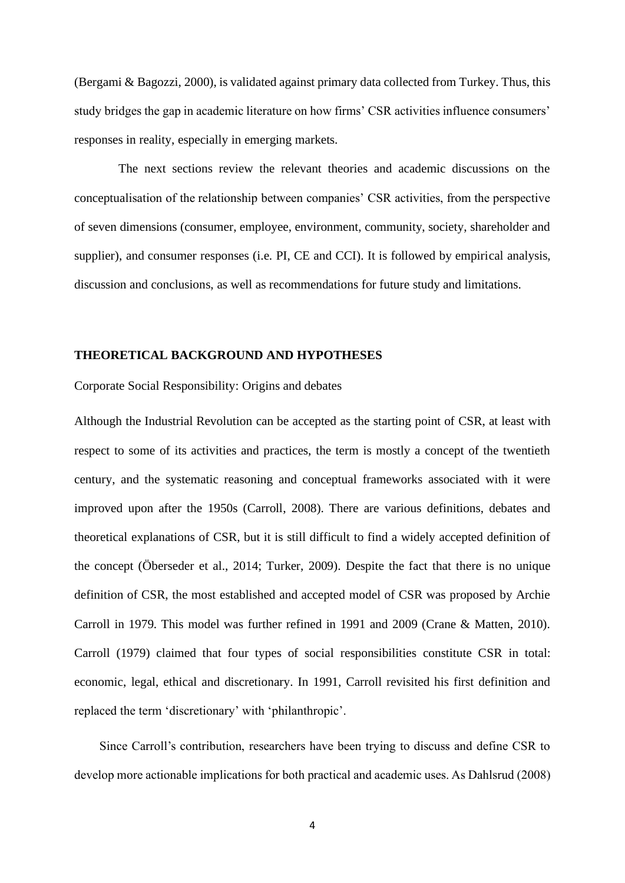(Bergami & Bagozzi, 2000), is validated against primary data collected from Turkey. Thus, this study bridges the gap in academic literature on how firms' CSR activities influence consumers' responses in reality, especially in emerging markets.

The next sections review the relevant theories and academic discussions on the conceptualisation of the relationship between companies' CSR activities, from the perspective of seven dimensions (consumer, employee, environment, community, society, shareholder and supplier), and consumer responses (i.e. PI, CE and CCI). It is followed by empirical analysis, discussion and conclusions, as well as recommendations for future study and limitations.

## THEORETICAL BACKGROUND AND HYPOTHESES

### Corporate Social Responsibility: Origins and debates

Although the Industrial Revolution can be accepted as the starting point of CSR, at least with respect to some of its activities and practices, the term is mostly a concept of the twentieth century, and the systematic reasoning and conceptual frameworks associated with it were improved upon after the 1950s (Carroll, 2008). There are various definitions, debates and theoretical explanations of CSR, but it is still difficult to find a widely accepted definition of the concept (Öberseder et al., 2014; Turker, 2009). Despite the fact that there is no unique definition of CSR, the most established and accepted model of CSR was proposed by Archie Carroll in 1979. This model was further refined in 1991 and 2009 (Crane & Matten, 2010). Carroll (1979) claimed that four types of social responsibilities constitute CSR in total: economic, legal, ethical and discretionary. In 1991, Carroll revisited his first definition and replaced the term 'discretionary' with 'philanthropic'.

Since Carroll's contribution, researchers have been trying to discuss and define CSR to develop more actionable implications for both practical and academic uses. As Dahlsrud (2008)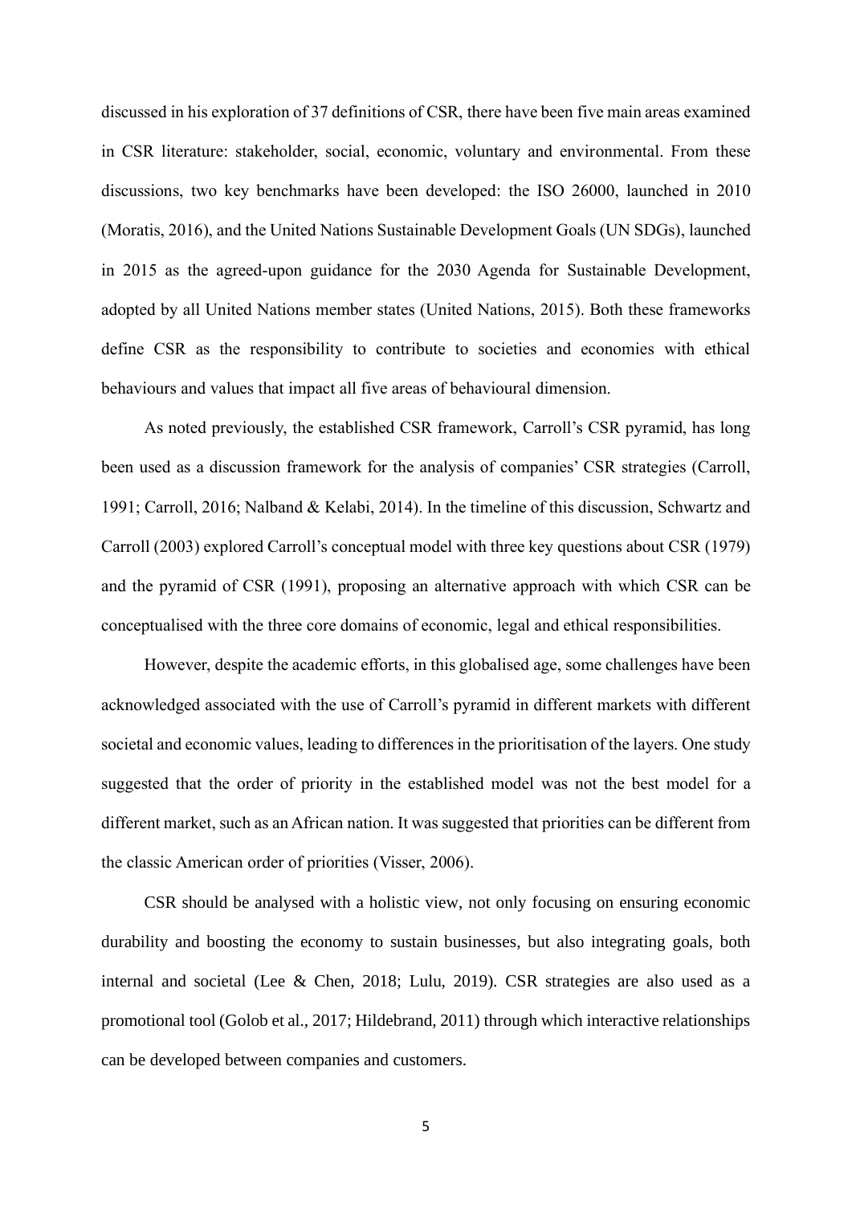discussed in his exploration of 37 definitions of CSR, there have been five main areas examined in CSR literature: stakeholder, social, economic, voluntary and environmental. From these discussions, two key benchmarks have been developed: the ISO 26000, launched in 2010 (Moratis, 2016), and the United Nations Sustainable Development Goals (UN SDGs), launched in 2015 as the agreed-upon guidance for the 2030 Agenda for Sustainable Development, adopted by all United Nations member states (United Nations, 2015). Both these frameworks define CSR as the responsibility to contribute to societies and economies with ethical behaviours and values that impact all five areas of behavioural dimension.

As noted previously, the established CSR framework, Carroll's CSR pyramid, has long been used as a discussion framework for the analysis of companies' CSR strategies (Carroll, 1991; Carroll, 2016; Nalband & Kelabi, 2014). In the timeline of this discussion, Schwartz and Carroll (2003) explored Carroll's conceptual model with three key questions about CSR (1979) and the pyramid of CSR (1991), proposing an alternative approach with which CSR can be conceptualised with the three core domains of economic, legal and ethical responsibilities.

However, despite the academic efforts, in this globalised age, some challenges have been acknowledged associated with the use of Carroll's pyramid in different markets with different societal and economic values, leading to differences in the prioritisation of the layers. One study suggested that the order of priority in the established model was not the best model for a different market, such as an African nation. It was suggested that priorities can be different from the classic American order of priorities (Visser, 2006).

CSR should be analysed with a holistic view, not only focusing on ensuring economic durability and boosting the economy to sustain businesses, but also integrating goals, both internal and societal (Lee & Chen, 2018; Lulu, 2019). CSR strategies are also used as a promotional tool (Golob et al., 2017; Hildebrand, 2011) through which interactive relationships can be developed between companies and customers.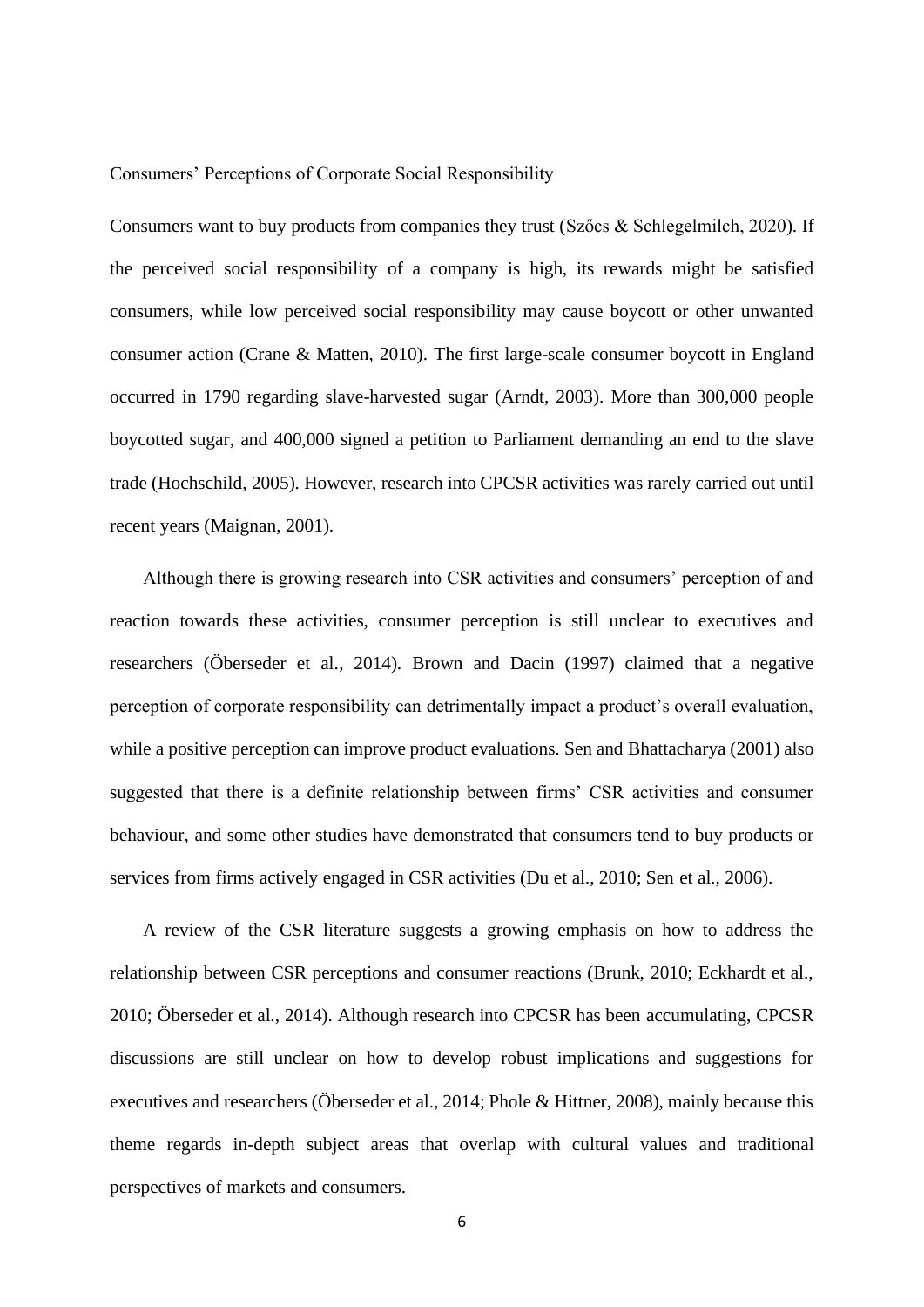## Consumers' Perceptions of Corporate Social Responsibility

Consumers want to buy products from companies they trust (Szőcs & Schlegelmilch, 2020). If the perceived social responsibility of a company is high, its rewards might be satisfied consumers, while low perceived social responsibility may cause boycott or other unwanted consumer action (Crane & Matten, 2010). The first large-scale consumer boycott in England occurred in 1790 regarding slave-harvested sugar (Arndt, 2003). More than 300,000 people boycotted sugar, and 400,000 signed a petition to Parliament demanding an end to the slave trade (Hochschild, 2005). However, research into CPCSR activities was rarely carried out until recent years (Maignan, 2001).

Although there is growing research into CSR activities and consumers' perception of and reaction towards these activities, consumer perception is still unclear to executives and researchers (Öberseder et al., 2014). Brown and Dacin (1997) claimed that a negative perception of corporate responsibility can detrimentally impact a product's overall evaluation, while a positive perception can improve product evaluations. Sen and Bhattacharya (2001) also suggested that there is a definite relationship between firms' CSR activities and consumer behaviour, and some other studies have demonstrated that consumers tend to buy products or services from firms actively engaged in CSR activities (Du et al., 2010; Sen et al., 2006).

A review of the CSR literature suggests a growing emphasis on how to address the relationship between CSR perceptions and consumer reactions (Brunk, 2010; Eckhardt et al., 2010; Öberseder et al., 2014). Although research into CPCSR has been accumulating, CPCSR discussions are still unclear on how to develop robust implications and suggestions for executives and researchers (Öberseder et al., 2014; Phole & Hittner, 2008), mainly because this theme regards in-depth subject areas that overlap with cultural values and traditional perspectives of markets and consumers.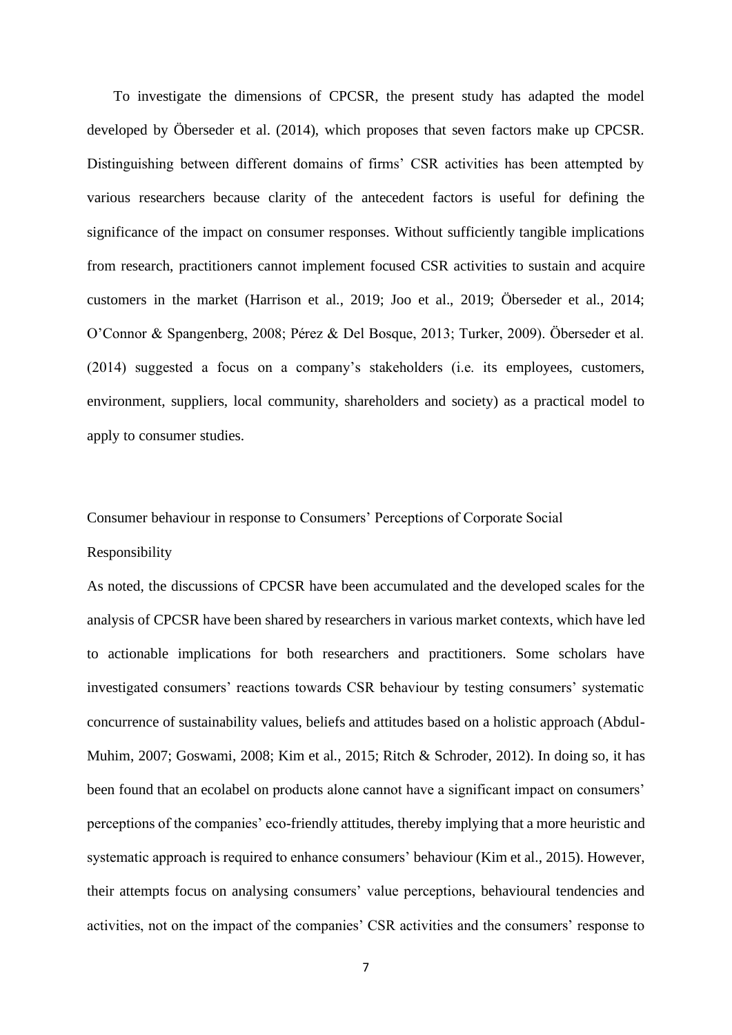To investigate the dimensions of CPCSR, the present study has adapted the model developed by Öberseder et al. (2014), which proposes that seven factors make up CPCSR. Distinguishing between different domains of firms' CSR activities has been attempted by various researchers because clarity of the antecedent factors is useful for defining the significance of the impact on consumer responses. Without sufficiently tangible implications from research, practitioners cannot implement focused CSR activities to sustain and acquire customers in the market (Harrison et al., 2019; Joo et al., 2019; Öberseder et al., 2014; O'Connor & Spangenberg, 2008; Pérez & Del Bosque, 2013; Turker, 2009). Öberseder et al. (2014) suggested a focus on a company's stakeholders (i.e. its employees, customers, environment, suppliers, local community, shareholders and society) as a practical model to apply to consumer studies.

## Consumer behaviour in response to Consumers' Perceptions of Corporate Social Responsibility

As noted, the discussions of CPCSR have been accumulated and the developed scales for the analysis of CPCSR have been shared by researchers in various market contexts, which have led to actionable implications for both researchers and practitioners. Some scholars have investigated consumers' reactions towards CSR behaviour by testing consumers' systematic concurrence of sustainability values, beliefs and attitudes based on a holistic approach (Abdul-Muhim, 2007; Goswami, 2008; Kim et al., 2015; Ritch & Schroder, 2012). In doing so, it has been found that an ecolabel on products alone cannot have a significant impact on consumers' perceptions of the companies' eco-friendly attitudes, thereby implying that a more heuristic and systematic approach is required to enhance consumers' behaviour (Kim et al., 2015). However, their attempts focus on analysing consumers' value perceptions, behavioural tendencies and activities, not on the impact of the companies' CSR activities and the consumers' response to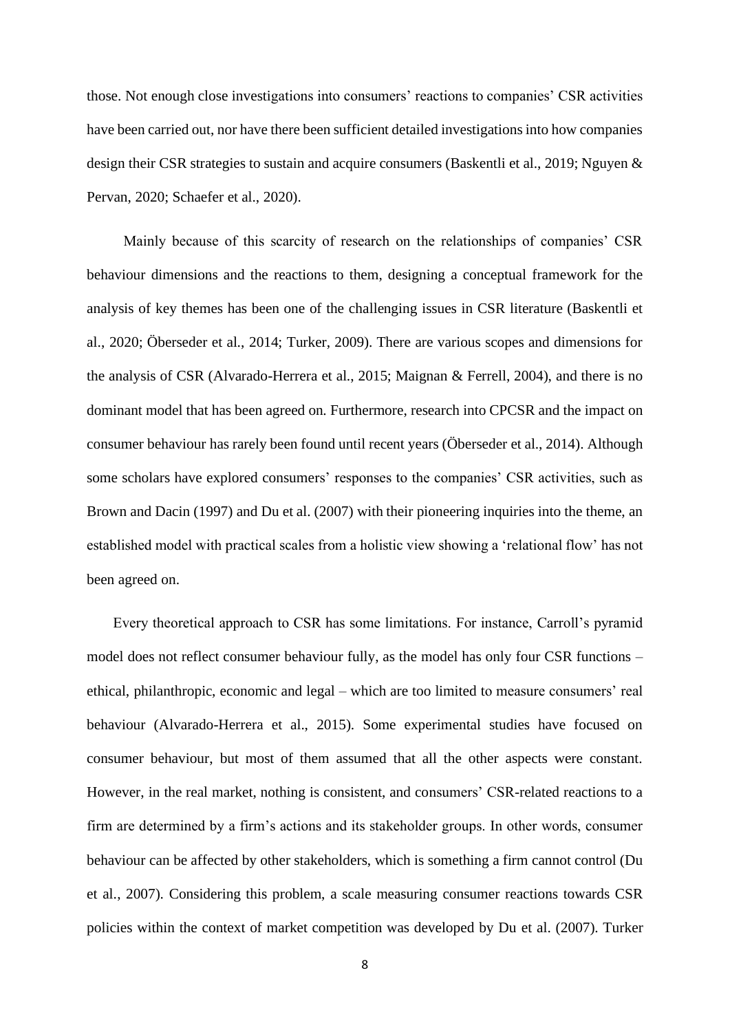those. Not enough close investigations into consumers' reactions to companies' CSR activities have been carried out, nor have there been sufficient detailed investigations into how companies design their CSR strategies to sustain and acquire consumers (Baskentli et al., 2019; Nguyen & Pervan, 2020; Schaefer et al., 2020).

Mainly because of this scarcity of research on the relationships of companies' CSR behaviour dimensions and the reactions to them, designing a conceptual framework for the analysis of key themes has been one of the challenging issues in CSR literature (Baskentli et al., 2020; Öberseder et al., 2014; Turker, 2009). There are various scopes and dimensions for the analysis of CSR (Alvarado-Herrera et al., 2015; Maignan & Ferrell, 2004), and there is no dominant model that has been agreed on. Furthermore, research into CPCSR and the impact on consumer behaviour has rarely been found until recent years (Öberseder et al., 2014). Although some scholars have explored consumers' responses to the companies' CSR activities, such as Brown and Dacin (1997) and Du et al. (2007) with their pioneering inquiries into the theme, an established model with practical scales from a holistic view showing a 'relational flow' has not been agreed on.

Every theoretical approach to CSR has some limitations. For instance, Carroll's pyramid model does not reflect consumer behaviour fully, as the model has only four CSR functions – ethical, philanthropic, economic and legal – which are too limited to measure consumers' real behaviour (Alvarado-Herrera et al., 2015). Some experimental studies have focused on consumer behaviour, but most of them assumed that all the other aspects were constant. However, in the real market, nothing is consistent, and consumers' CSR-related reactions to a firm are determined by a firm's actions and its stakeholder groups. In other words, consumer behaviour can be affected by other stakeholders, which is something a firm cannot control (Du et al., 2007). Considering this problem, a scale measuring consumer reactions towards CSR policies within the context of market competition was developed by Du et al. (2007). Turker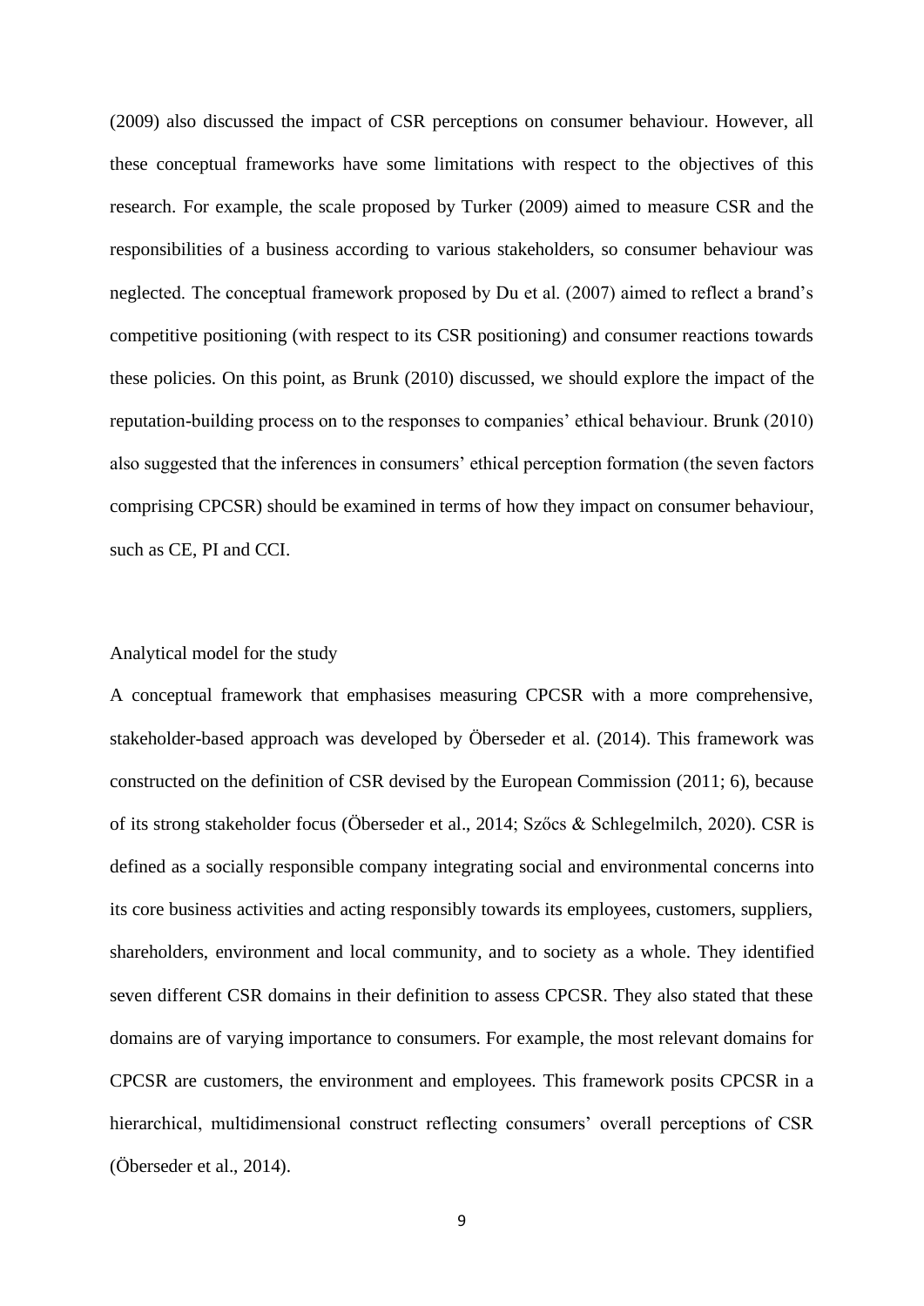(2009) also discussed the impact of CSR perceptions on consumer behaviour. However, all these conceptual frameworks have some limitations with respect to the objectives of this research. For example, the scale proposed by Turker (2009) aimed to measure CSR and the responsibilities of a business according to various stakeholders, so consumer behaviour was neglected. The conceptual framework proposed by Du et al. (2007) aimed to reflect a brand's competitive positioning (with respect to its CSR positioning) and consumer reactions towards these policies. On this point, as Brunk (2010) discussed, we should explore the impact of the reputation-building process on to the responses to companies' ethical behaviour. Brunk (2010) also suggested that the inferences in consumers' ethical perception formation (the seven factors comprising CPCSR) should be examined in terms of how they impact on consumer behaviour, such as CE, PI and CCI.

## Analytical model for the study

A conceptual framework that emphasises measuring CPCSR with a more comprehensive, stakeholder-based approach was developed by Öberseder et al. (2014). This framework was constructed on the definition of CSR devised by the European Commission (2011; 6), because of its strong stakeholder focus (Öberseder et al., 2014; Szőcs & Schlegelmilch, 2020). CSR is defined as a socially responsible company integrating social and environmental concerns into its core business activities and acting responsibly towards its employees, customers, suppliers, shareholders, environment and local community, and to society as a whole. They identified seven different CSR domains in their definition to assess CPCSR. They also stated that these domains are of varying importance to consumers. For example, the most relevant domains for CPCSR are customers, the environment and employees. This framework posits CPCSR in a hierarchical, multidimensional construct reflecting consumers' overall perceptions of CSR (Öberseder et al., 2014).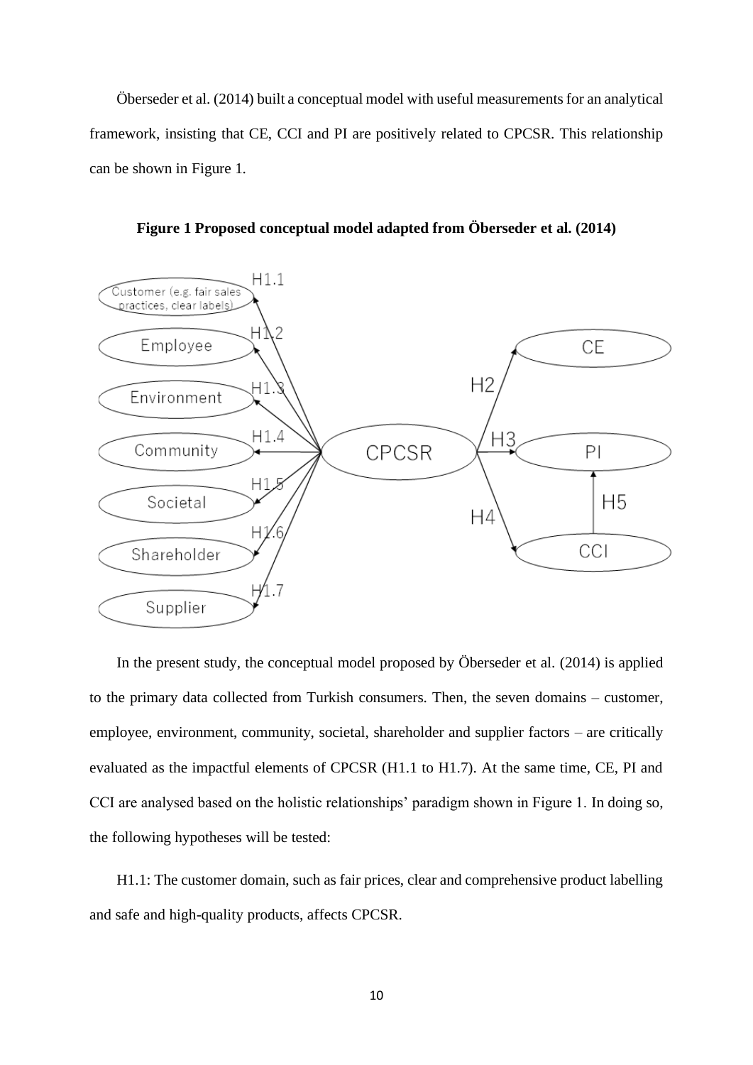Öberseder et al. (2014) built a conceptual model with useful measurements for an analytical framework, insisting that CE, CCI and PI are positively related to CPCSR. This relationship can be shown in Figure 1.

**Figure 1 Proposed conceptual model adapted from Öberseder et al. (2014)**

In the present study, the conceptual model proposed by Öberseder et al. (2014) is applied to the primary data collected from Turkish consumers. Then, the seven domains – customer, employee, environment, community, societal, shareholder and supplier factors – are critically evaluated as the impactful elements of CPCSR (H1.1 to H1.7). At the same time, CE, PI and CCI are analysed based on the holistic relationships' paradigm shown in Figure 1. In doing so, the following hypotheses will be tested:

H1.1: The customer domain, such as fair prices, clear and comprehensive product labelling and safe and high-quality products, affects CPCSR.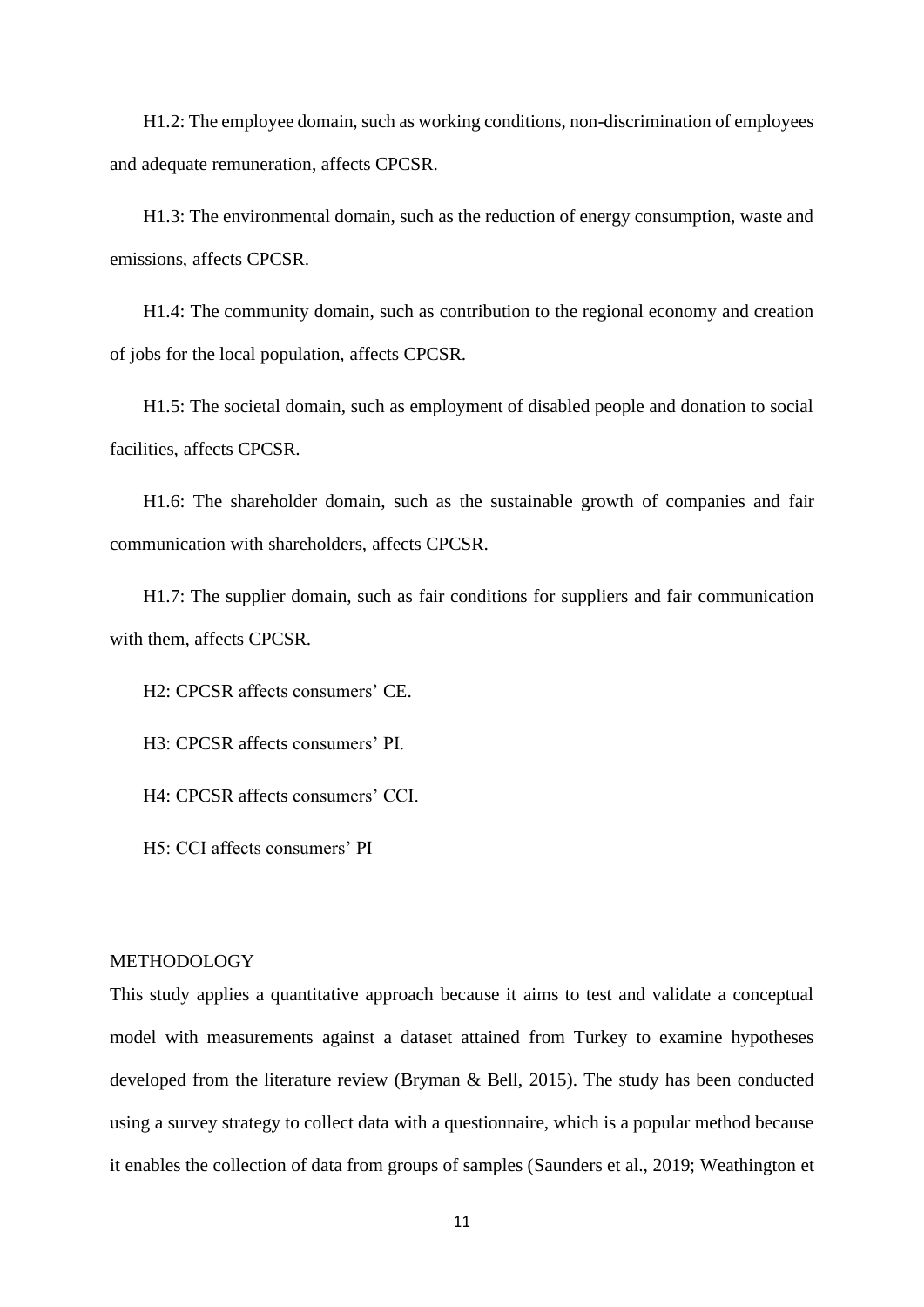H1.2: The employee domain, such as working conditions, non-discrimination of employees and adequate remuneration, affects CPCSR.

H1.3: The environmental domain, such as the reduction of energy consumption, waste and emissions, affects CPCSR.

H1.4: The community domain, such as contribution to the regional economy and creation of jobs for the local population, affects CPCSR.

H1.5: The societal domain, such as employment of disabled people and donation to social facilities, affects CPCSR.

H1.6: The shareholder domain, such as the sustainable growth of companies and fair communication with shareholders, affects CPCSR.

H1.7: The supplier domain, such as fair conditions for suppliers and fair communication with them, affects CPCSR.

H2: CPCSR affects consumers' CE.

H3: CPCSR affects consumers' PI.

H4: CPCSR affects consumers' CCI.

H5: CCI affects consumers' PI

## METHODOLOGY

This study applies a quantitative approach because it aims to test and validate a conceptual model with measurements against a dataset attained from Turkey to examine hypotheses developed from the literature review (Bryman & Bell, 2015). The study has been conducted using a survey strategy to collect data with a questionnaire, which is a popular method because it enables the collection of data from groups of samples (Saunders et al., 2019; Weathington et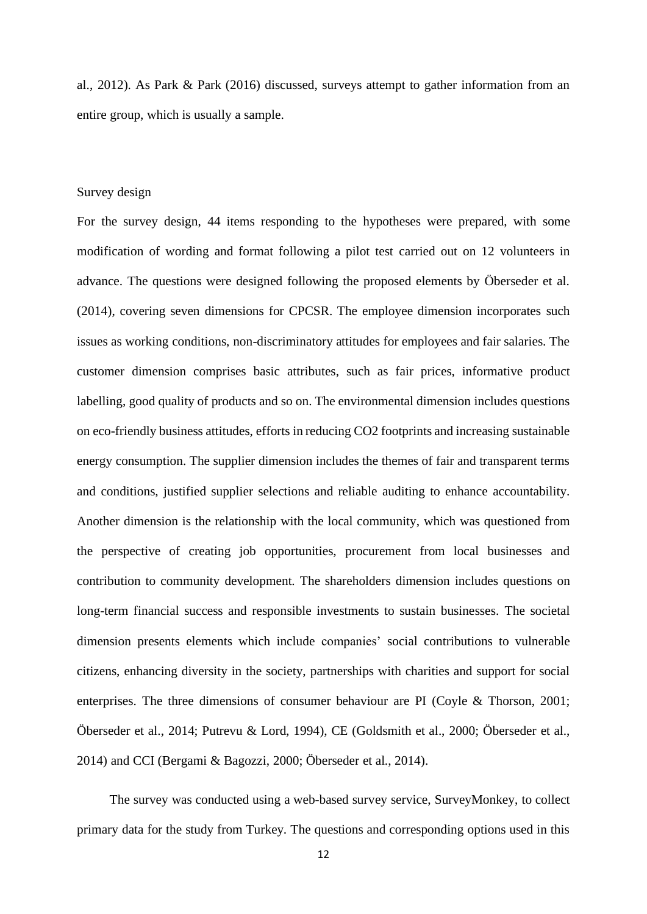al., 2012). As Park & Park (2016) discussed, surveys attempt to gather information from an entire group, which is usually a sample.

## Survey design

For the survey design, 44 items responding to the hypotheses were prepared, with some modification of wording and format following a pilot test carried out on 12 volunteers in advance. The questions were designed following the proposed elements by Öberseder et al. (2014), covering seven dimensions for CPCSR. The employee dimension incorporates such issues as working conditions, non-discriminatory attitudes for employees and fair salaries. The customer dimension comprises basic attributes, such as fair prices, informative product labelling, good quality of products and so on. The environmental dimension includes questions on eco-friendly business attitudes, efforts in reducing $CO_2$ footprints and increasing sustainable energy consumption. The supplier dimension includes the themes of fair and transparent terms and conditions, justified supplier selections and reliable auditing to enhance accountability. Another dimension is the relationship with the local community, which was questioned from the perspective of creating job opportunities, procurement from local businesses and contribution to community development. The shareholders dimension includes questions on long-term financial success and responsible investments to sustain businesses. The societal dimension presents elements which include companies' social contributions to vulnerable citizens, enhancing diversity in the society, partnerships with charities and support for social enterprises. The three dimensions of consumer behaviour are PI (Coyle & Thorson, 2001; Öberseder et al., 2014; Putrevu & Lord, 1994), CE (Goldsmith et al., 2000; Öberseder et al., 2014) and CCI (Bergami & Bagozzi, 2000; Öberseder et al., 2014).

The survey was conducted using a web-based survey service, SurveyMonkey, to collect primary data for the study from Turkey. The questions and corresponding options used in this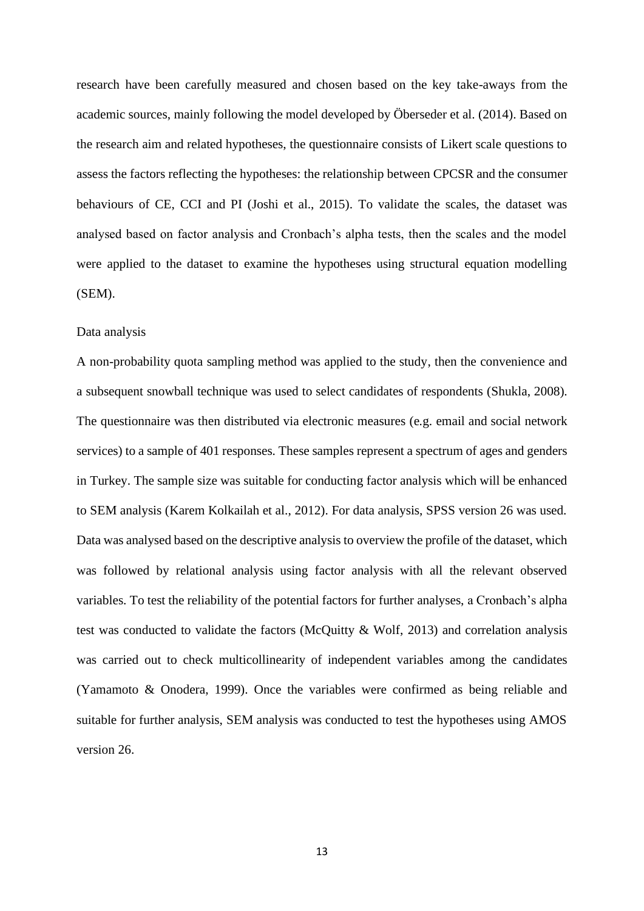research have been carefully measured and chosen based on the key take-aways from the academic sources, mainly following the model developed by Öberseder et al. (2014). Based on the research aim and related hypotheses, the questionnaire consists of Likert scale questions to assess the factors reflecting the hypotheses: the relationship between CPCSR and the consumer behaviours of CE, CCI and PI (Joshi et al., 2015). To validate the scales, the dataset was analysed based on factor analysis and Cronbach's alpha tests, then the scales and the model were applied to the dataset to examine the hypotheses using structural equation modelling (SEM).

## Data analysis

A non-probability quota sampling method was applied to the study, then the convenience and a subsequent snowball technique was used to select candidates of respondents (Shukla, 2008). The questionnaire was then distributed via electronic measures (e.g. email and social network services) to a sample of 401 responses. These samples represent a spectrum of ages and genders in Turkey. The sample size was suitable for conducting factor analysis which will be enhanced to SEM analysis (Karem Kolkailah et al., 2012). For data analysis, SPSS version 26 was used. Data was analysed based on the descriptive analysis to overview the profile of the dataset, which was followed by relational analysis using factor analysis with all the relevant observed variables. To test the reliability of the potential factors for further analyses, a Cronbach's alpha test was conducted to validate the factors (McQuitty & Wolf, 2013) and correlation analysis was carried out to check multicollinearity of independent variables among the candidates (Yamamoto & Onodera, 1999). Once the variables were confirmed as being reliable and suitable for further analysis, SEM analysis was conducted to test the hypotheses using AMOS version 26.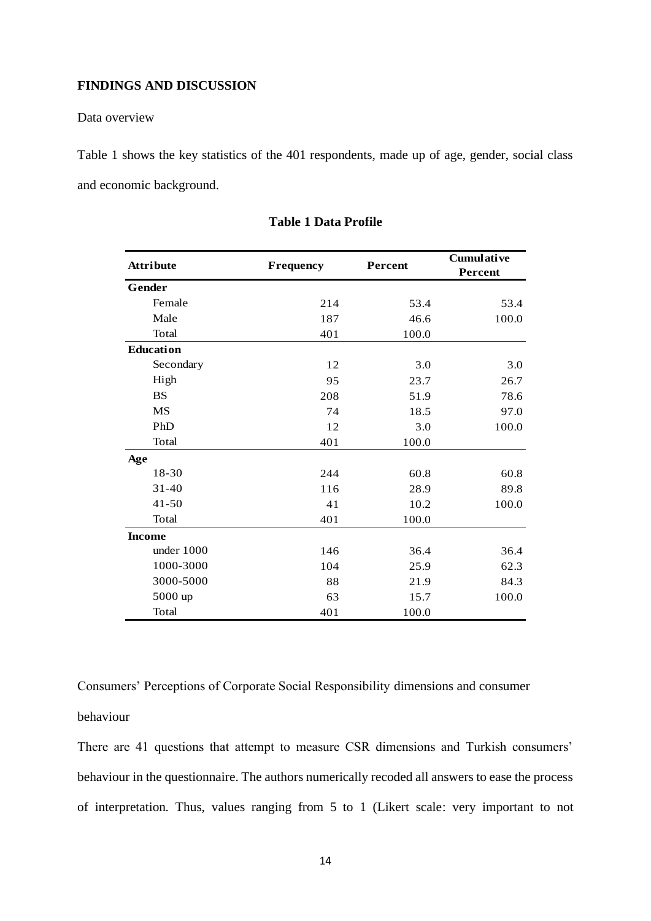## FINDINGS AND DISCUSSION

Data overview

Table 1 shows the key statistics of the 401 respondents, made up of age, gender, social class and economic background.

**Table 1 Data Profile**

| Attribute | Frequency | Percent | Cumulative Percent |
|---|---|---|---|
| **Gender** | | | |
| Female | 214 | 53.4 | 53.4 |
| Male | 187 | 46.6 | 100.0 |
| Total | 401 | 100.0 | |
| **Education** | | | |
| Secondary | 12 | 3.0 | 3.0 |
| High | 95 | 23.7 | 26.7 |
| BS | 208 | 51.9 | 78.6 |
| MS | 74 | 18.5 | 97.0 |
| PhD | 12 | 3.0 | 100.0 |
| Total | 401 | 100.0 | |
| **Age** | | | |
| 18-30 | 244 | 60.8 | 60.8 |
| 31-40 | 116 | 28.9 | 89.8 |
| 41-50 | 41 | 10.2 | 100.0 |
| Total | 401 | 100.0 | |
| **Income** | | | |
| under 1000 | 146 | 36.4 | 36.4 |
| 1000-3000 | 104 | 25.9 | 62.3 |
| 3000-5000 | 88 | 21.9 | 84.3 |
| 5000 up | 63 | 15.7 | 100.0 |
| Total | 401 | 100.0 | |

Consumers' Perceptions of Corporate Social Responsibility dimensions and consumer behaviour

There are 41 questions that attempt to measure CSR dimensions and Turkish consumers' behaviour in the questionnaire. The authors numerically recoded all answers to ease the process of interpretation. Thus, values ranging from 5 to 1 (Likert scale: very important to not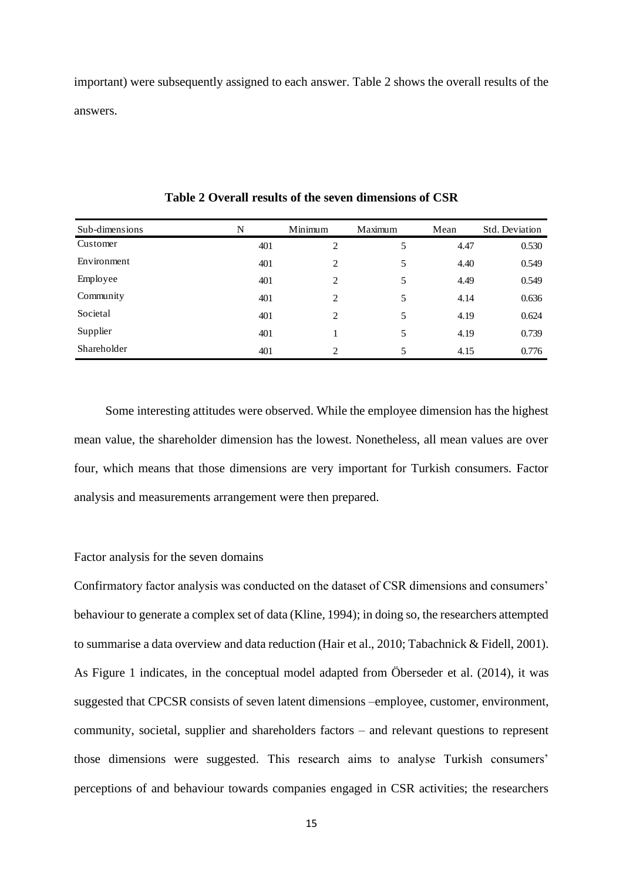important) were subsequently assigned to each answer. Table 2 shows the overall results of the answers.

**Table 2 Overall results of the seven dimensions of CSR**

| Sub-dimensions | N | Minimum | Maximum | Mean | Std. Deviation |
|---|---|---|---|---|---|
| Customer | 401 | 2 | 5 | 4.47 | 0.530 |
| Environment | 401 | 2 | 5 | 4.40 | 0.549 |
| Employee | 401 | 2 | 5 | 4.49 | 0.549 |
| Community | 401 | 2 | 5 | 4.14 | 0.636 |
| Societal | 401 | 2 | 5 | 4.19 | 0.624 |
| Supplier | 401 | 1 | 5 | 4.19 | 0.739 |
| Shareholder | 401 | 2 | 5 | 4.15 | 0.776 |

Some interesting attitudes were observed. While the employee dimension has the highest mean value, the shareholder dimension has the lowest. Nonetheless, all mean values are over four, which means that those dimensions are very important for Turkish consumers. Factor analysis and measurements arrangement were then prepared.

Factor analysis for the seven domains

Confirmatory factor analysis was conducted on the dataset of CSR dimensions and consumers' behaviour to generate a complex set of data (Kline, 1994); in doing so, the researchers attempted to summarise a data overview and data reduction (Hair et al., 2010; Tabachnick & Fidell, 2001). As Figure 1 indicates, in the conceptual model adapted from Öberseder et al. (2014), it was suggested that CPCSR consists of seven latent dimensions –employee, customer, environment, community, societal, supplier and shareholders factors – and relevant questions to represent those dimensions were suggested. This research aims to analyse Turkish consumers' perceptions of and behaviour towards companies engaged in CSR activities; the researchers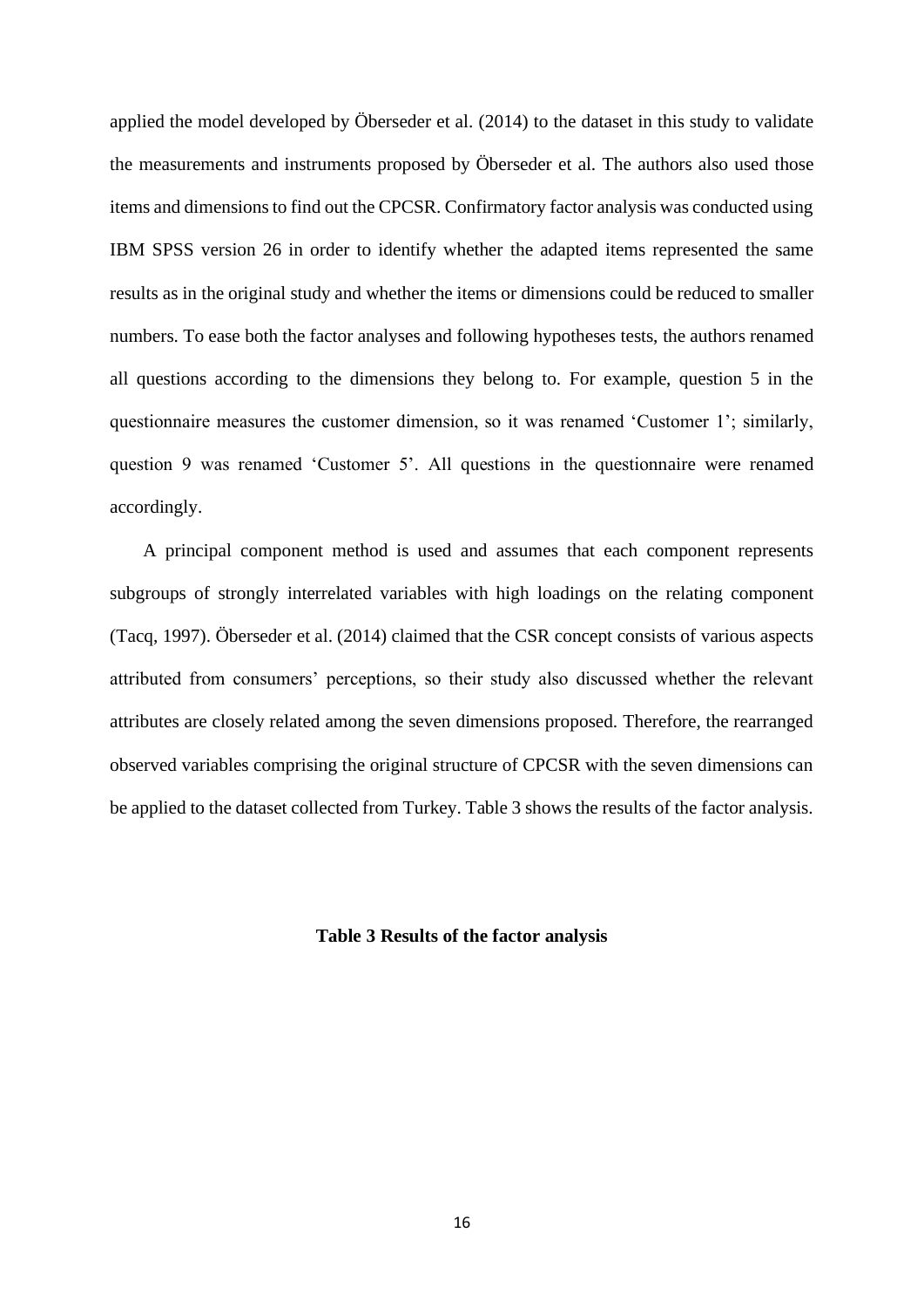applied the model developed by Öberseder et al. (2014) to the dataset in this study to validate the measurements and instruments proposed by Öberseder et al. The authors also used those items and dimensions to find out the CPCSR. Confirmatory factor analysis was conducted using IBM SPSS version 26 in order to identify whether the adapted items represented the same results as in the original study and whether the items or dimensions could be reduced to smaller numbers. To ease both the factor analyses and following hypotheses tests, the authors renamed all questions according to the dimensions they belong to. For example, question 5 in the questionnaire measures the customer dimension, so it was renamed 'Customer 1'; similarly, question 9 was renamed 'Customer 5'. All questions in the questionnaire were renamed accordingly.

A principal component method is used and assumes that each component represents subgroups of strongly interrelated variables with high loadings on the relating component (Tacq, 1997). Öberseder et al. (2014) claimed that the CSR concept consists of various aspects attributed from consumers' perceptions, so their study also discussed whether the relevant attributes are closely related among the seven dimensions proposed. Therefore, the rearranged observed variables comprising the original structure of CPCSR with the seven dimensions can be applied to the dataset collected from Turkey. Table 3 shows the results of the factor analysis.

**Table 3 Results of the factor analysis**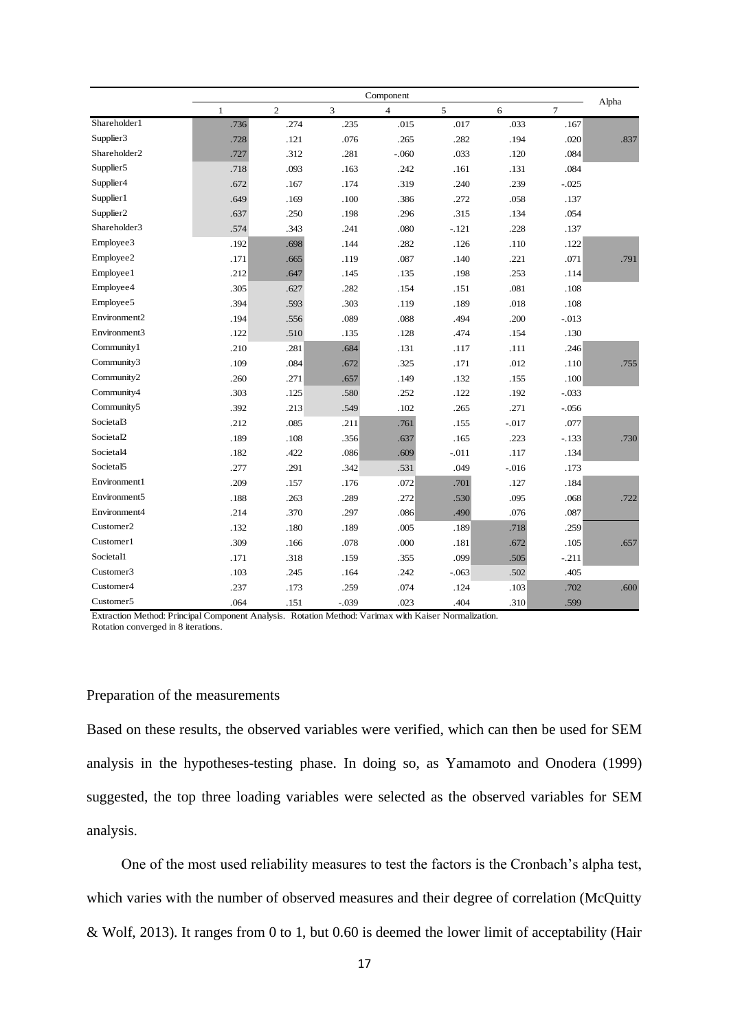|  | Component |  |  |  |  |  |  | Alpha |
|---|---|---|---|---|---|---|---|---|
|  | 1 | 2 | 3 | 4 | 5 | 6 | 7 |  |
| Shareholder1 | .736 | .274 | .235 | .015 | .017 | .033 | .167 |  |
| Supplier3 | .728 | .121 | .076 | .265 | .282 | .194 | .020 | .837 |
| Shareholder2 | .727 | .312 | .281 | -.060 | .033 | .120 | .084 |  |
| Supplier5 | .718 | .093 | .163 | .242 | .161 | .131 | .084 |  |
| Supplier4 | .672 | .167 | .174 | .319 | .240 | .239 | -.025 |  |
| Supplier1 | .649 | .169 | .100 | .386 | .272 | .058 | .137 |  |
| Supplier2 | .637 | .250 | .198 | .296 | .315 | .134 | .054 |  |
| Shareholder3 | .574 | .343 | .241 | .080 | -.121 | .228 | .137 |  |
| Employee3 | .192 | .698 | .144 | .282 | .126 | .110 | .122 |  |
| Employee2 | .171 | .665 | .119 | .087 | .140 | .221 | .071 | .791 |
| Employee1 | .212 | .647 | .145 | .135 | .198 | .253 | .114 |  |
| Employee4 | .305 | .627 | .282 | .154 | .151 | .081 | .108 |  |
| Employee5 | .394 | .593 | .303 | .119 | .189 | .018 | .108 |  |
| Environment2 | .194 | .556 | .089 | .088 | .494 | .200 | -.013 |  |
| Environment3 | .122 | .510 | .135 | .128 | .474 | .154 | .130 |  |
| Community1 | .210 | .281 | .684 | .131 | .117 | .111 | .246 |  |
| Community3 | .109 | .084 | .672 | .325 | .171 | .012 | .110 | .755 |
| Community2 | .260 | .271 | .657 | .149 | .132 | .155 | .100 |  |
| Community4 | .303 | .125 | .580 | .252 | .122 | .192 | -.033 |  |
| Community5 | .392 | .213 | .549 | .102 | .265 | .271 | -.056 |  |
| Societal3 | .212 | .085 | .211 | .761 | .155 | -.017 | .077 |  |
| Societal2 | .189 | .108 | .356 | .637 | .165 | .223 | -.133 | .730 |
| Societal4 | .182 | .422 | .086 | .609 | -.011 | .117 | .134 |  |
| Societal5 | .277 | .291 | .342 | .531 | .049 | -.016 | .173 |  |
| Environment1 | .209 | .157 | .176 | .072 | .701 | .127 | .184 |  |
| Environment5 | .188 | .263 | .289 | .272 | .530 | .095 | .068 | .722 |
| Environment4 | .214 | .370 | .297 | .086 | .490 | .076 | .087 |  |
| Customer2 | .132 | .180 | .189 | .005 | .189 | .718 | .259 |  |
| Customer1 | .309 | .166 | .078 | .000 | .181 | .672 | .105 | .657 |
| Societal1 | .171 | .318 | .159 | .355 | .099 | .505 | -.211 |  |
| Customer3 | .103 | .245 | .164 | .242 | -.063 | .502 | .405 |  |
| Customer4 | .237 | .173 | .259 | .074 | .124 | .103 | .702 | .600 |
| Customer5 | .064 | .151 | -.039 | .023 | .404 | .310 | .599 |  |

Extraction Method: Principal Component Analysis. Rotation Method: Varimax with Kaiser Normalization.
Rotation converged in 8 iterations.

Preparation of the measurements

Based on these results, the observed variables were verified, which can then be used for SEM analysis in the hypotheses-testing phase. In doing so, as Yamamoto and Onodera (1999) suggested, the top three loading variables were selected as the observed variables for SEM analysis.

One of the most used reliability measures to test the factors is the Cronbach's alpha test, which varies with the number of observed measures and their degree of correlation (McQuitty & Wolf, 2013). It ranges from 0 to 1, but 0.60 is deemed the lower limit of acceptability (Hair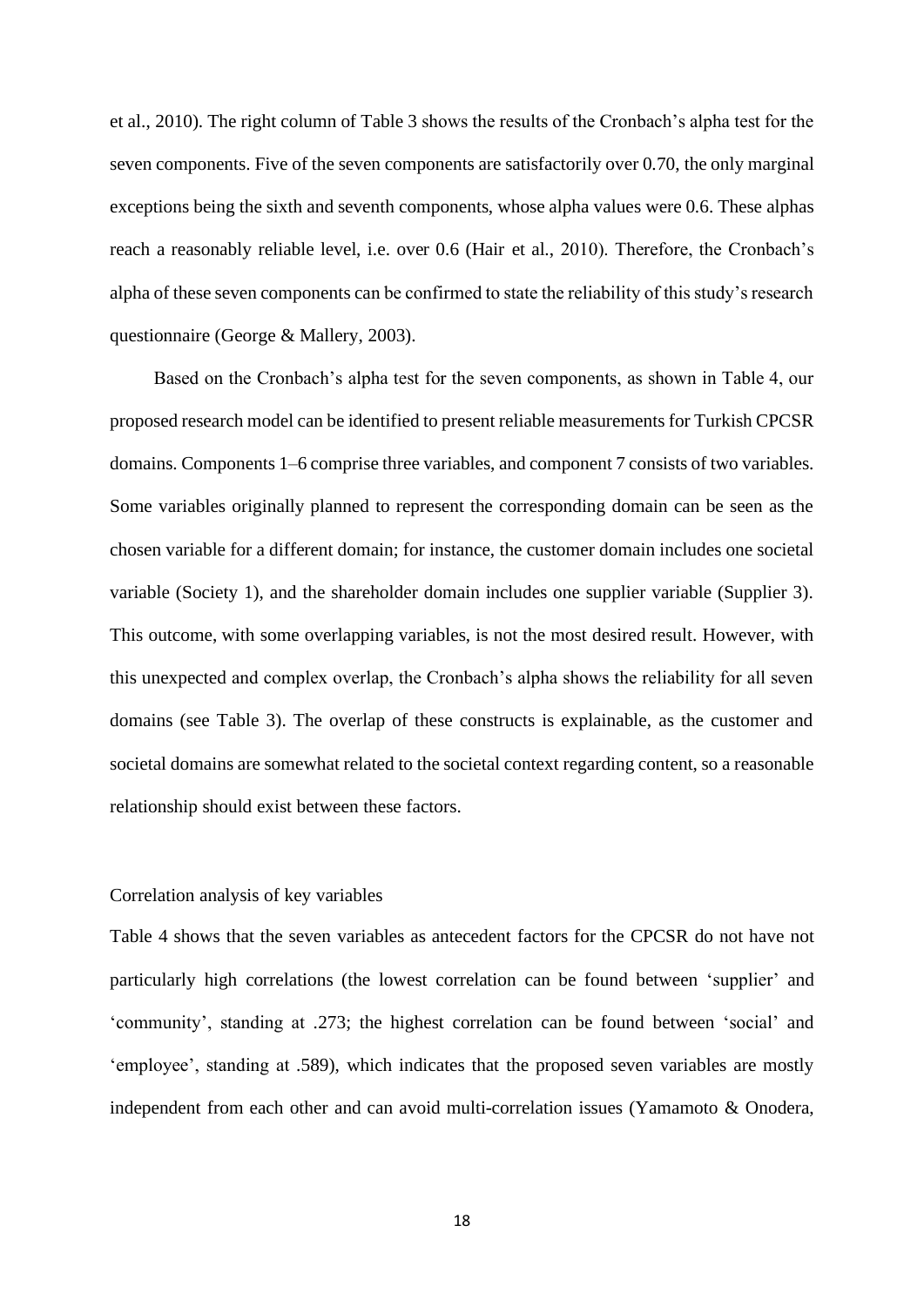et al., 2010). The right column of Table 3 shows the results of the Cronbach's alpha test for the seven components. Five of the seven components are satisfactorily over 0.70, the only marginal exceptions being the sixth and seventh components, whose alpha values were 0.6. These alphas reach a reasonably reliable level, i.e. over 0.6 (Hair et al., 2010). Therefore, the Cronbach's alpha of these seven components can be confirmed to state the reliability of this study's research questionnaire (George & Mallery, 2003).

Based on the Cronbach's alpha test for the seven components, as shown in Table 4, our proposed research model can be identified to present reliable measurements for Turkish CPCSR domains. Components 1–6 comprise three variables, and component 7 consists of two variables. Some variables originally planned to represent the corresponding domain can be seen as the chosen variable for a different domain; for instance, the customer domain includes one societal variable (Society 1), and the shareholder domain includes one supplier variable (Supplier 3). This outcome, with some overlapping variables, is not the most desired result. However, with this unexpected and complex overlap, the Cronbach's alpha shows the reliability for all seven domains (see Table 3). The overlap of these constructs is explainable, as the customer and societal domains are somewhat related to the societal context regarding content, so a reasonable relationship should exist between these factors.

## Correlation analysis of key variables

Table 4 shows that the seven variables as antecedent factors for the CPCSR do not have not particularly high correlations (the lowest correlation can be found between 'supplier' and 'community', standing at .273; the highest correlation can be found between 'social' and 'employee', standing at .589), which indicates that the proposed seven variables are mostly independent from each other and can avoid multi-correlation issues (Yamamoto & Onodera,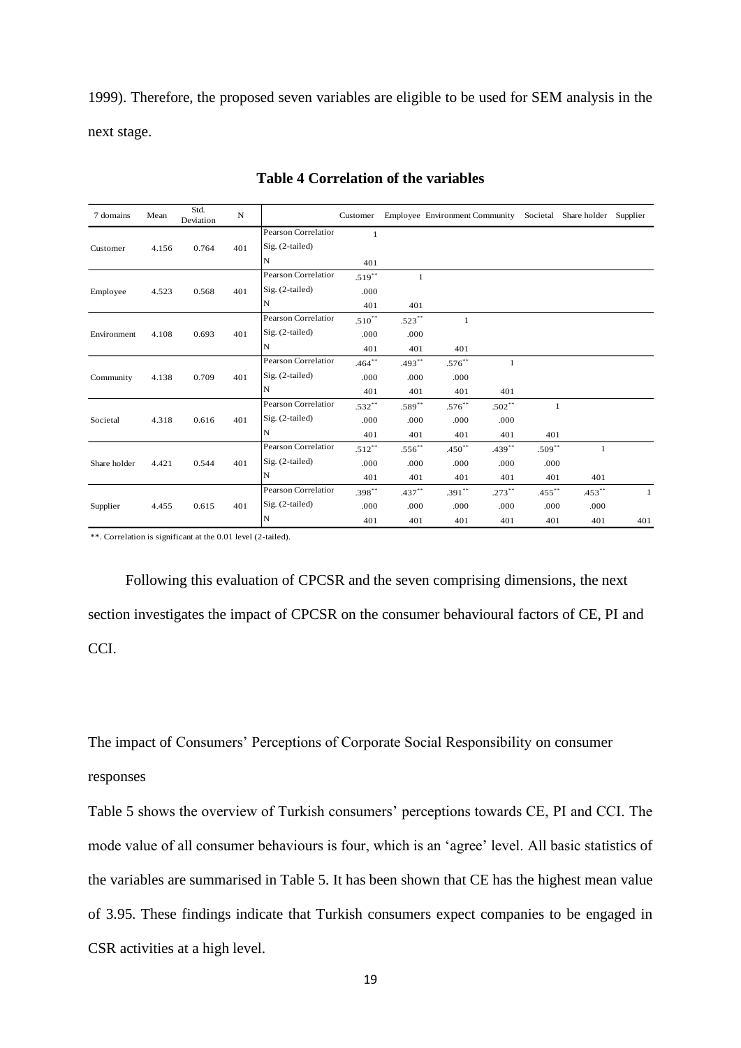1999). Therefore, the proposed seven variables are eligible to be used for SEM analysis in the next stage.

**Table 4 Correlation of the variables**

| 7 domains | Mean | Std. Deviation | N | | Customer | Employee | Environment | Community | Societal | Share holder | Supplier |
|---|---|---|---|---|---|---|---|---|---|---|---|
| Customer | 4.156 | 0.764 | 401 | Pearson Correlation | 1 | | | | | | |
| | | | | Sig. (2-tailed) | | | | | | | |
| | | | | N | 401 | | | | | | |
| Employee | 4.523 | 0.568 | 401 | Pearson Correlation | .519** | 1 | | | | | |
| | | | | Sig. (2-tailed) | .000 | | | | | | |
| | | | | N | 401 | 401 | | | | | |
| Environment | 4.108 | 0.693 | 401 | Pearson Correlation | .510** | .523** | 1 | | | | |
| | | | | Sig. (2-tailed) | .000 | .000 | | | | | |
| | | | | N | 401 | 401 | 401 | | | | |
| Community | 4.138 | 0.709 | 401 | Pearson Correlation | .464** | .493** | .576** | 1 | | | |
| | | | | Sig. (2-tailed) | .000 | .000 | .000 | | | | |
| | | | | N | 401 | 401 | 401 | 401 | | | |
| Societal | 4.318 | 0.616 | 401 | Pearson Correlation | .532** | .589** | .576** | .502** | 1 | | |
| | | | | Sig. (2-tailed) | .000 | .000 | .000 | .000 | | | |
| | | | | N | 401 | 401 | 401 | 401 | 401 | | |
| Share holder | 4.421 | 0.544 | 401 | Pearson Correlation | .512** | .556** | .450** | .439** | .509** | 1 | |
| | | | | Sig. (2-tailed) | .000 | .000 | .000 | .000 | .000 | | |
| | | | | N | 401 | 401 | 401 | 401 | 401 | 401 | |
| Supplier | 4.455 | 0.615 | 401 | Pearson Correlation | .398** | .437** | .391** | .273** | .455** | .453** | 1 |
| | | | | Sig. (2-tailed) | .000 | .000 | .000 | .000 | .000 | .000 | |
| | | | | N | 401 | 401 | 401 | 401 | 401 | 401 | 401 |

**. Correlation is significant at the 0.01 level (2-tailed).

Following this evaluation of CPCSR and the seven comprising dimensions, the next section investigates the impact of CPCSR on the consumer behavioural factors of CE, PI and CCI.

The impact of Consumers' Perceptions of Corporate Social Responsibility on consumer responses

Table 5 shows the overview of Turkish consumers' perceptions towards CE, PI and CCI. The mode value of all consumer behaviours is four, which is an 'agree' level. All basic statistics of the variables are summarised in Table 5. It has been shown that CE has the highest mean value of 3.95. These findings indicate that Turkish consumers expect companies to be engaged in CSR activities at a high level.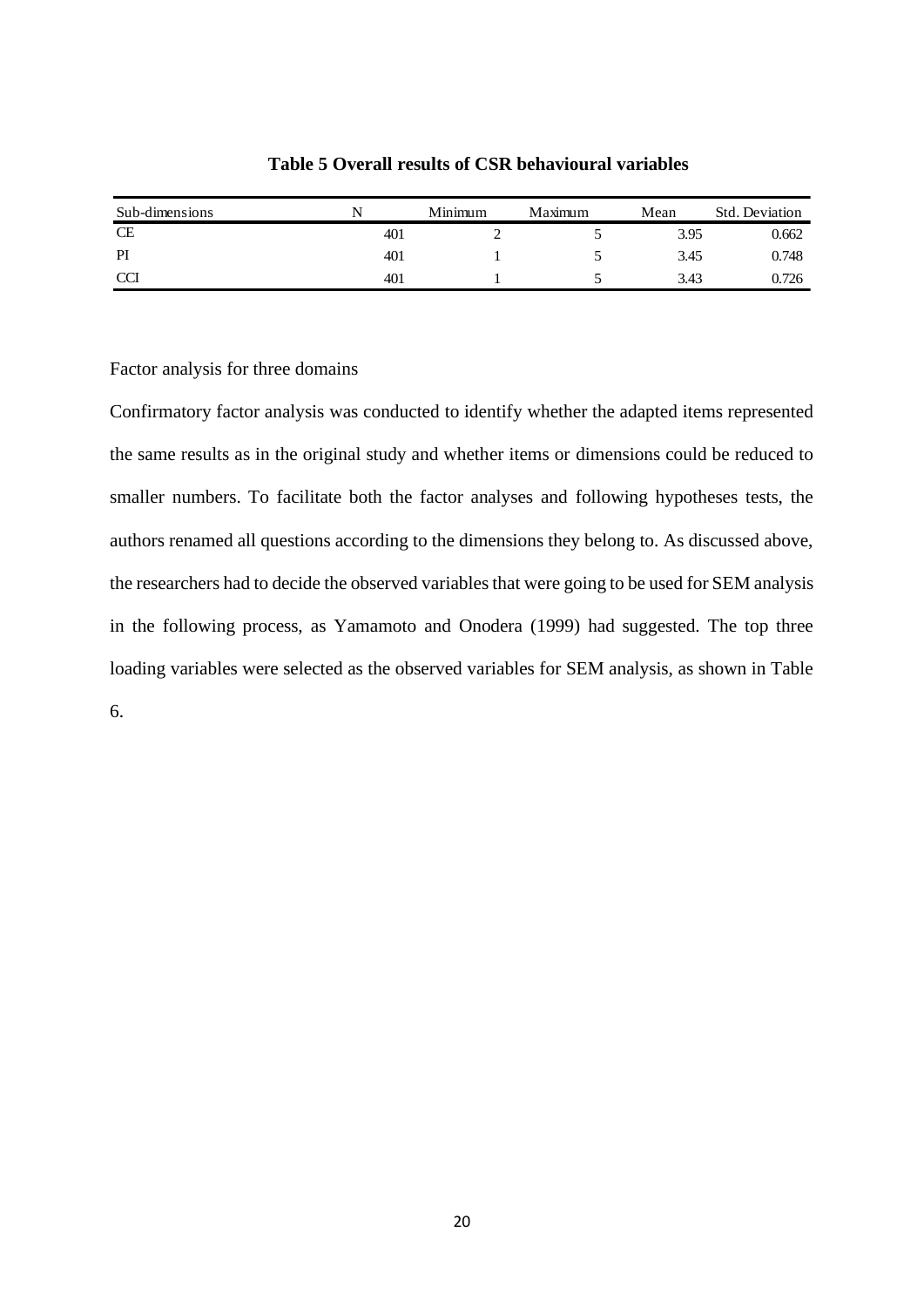**Table 5 Overall results of CSR behavioural variables**

| Sub-dimensions | N | Minimum | Maximum | Mean | Std. Deviation |
|---|---|---|---|---|---|
| CE | 401 | 2 | 5 | 3.95 | 0.662 |
| PI | 401 | 1 | 5 | 3.45 | 0.748 |
| CCI | 401 | 1 | 5 | 3.43 | 0.726 |

Factor analysis for three domains

Confirmatory factor analysis was conducted to identify whether the adapted items represented the same results as in the original study and whether items or dimensions could be reduced to smaller numbers. To facilitate both the factor analyses and following hypotheses tests, the authors renamed all questions according to the dimensions they belong to. As discussed above, the researchers had to decide the observed variables that were going to be used for SEM analysis in the following process, as Yamamoto and Onodera (1999) had suggested. The top three loading variables were selected as the observed variables for SEM analysis, as shown in Table 6.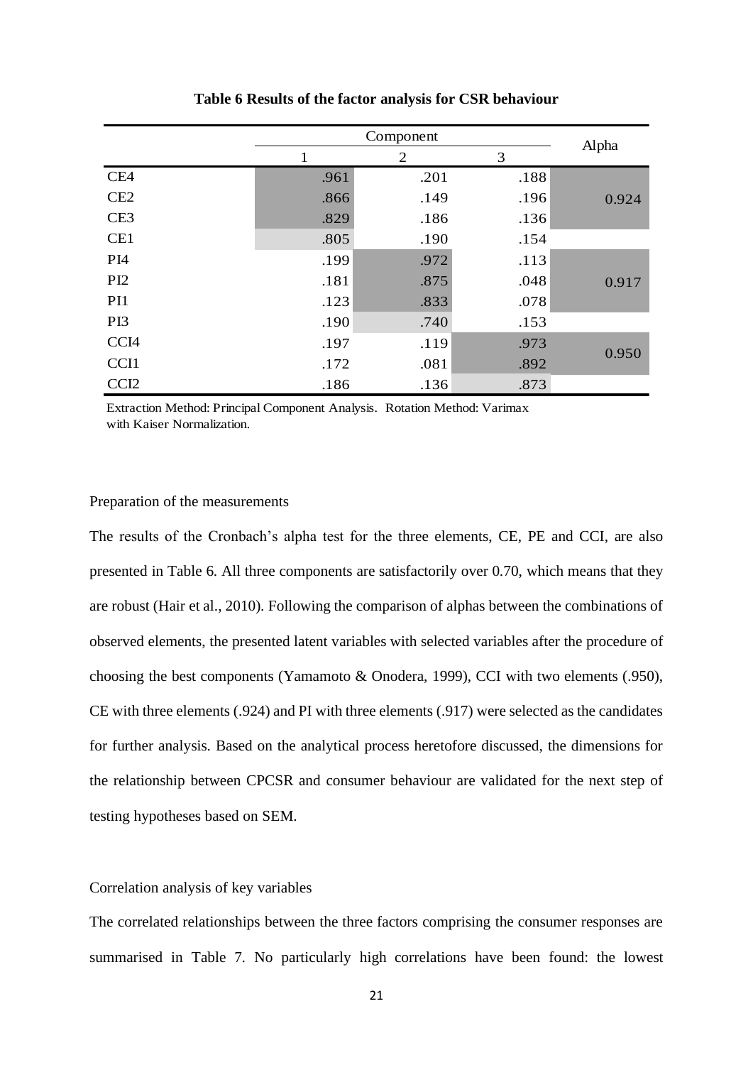**Table 6 Results of the factor analysis for CSR behaviour**

| | Component | | | Alpha |
|---|---|---|---|---|
| | 1 | 2 | 3 | |
| CE4 | .961 | .201 | .188 | |
| CE2 | .866 | .149 | .196 | 0.924 |
| CE3 | .829 | .186 | .136 | |
| CE1 | .805 | .190 | .154 | |
| PI4 | .199 | .972 | .113 | |
| PI2 | .181 | .875 | .048 | 0.917 |
| PI1 | .123 | .833 | .078 | |
| PI3 | .190 | .740 | .153 | |
| CCI4 | .197 | .119 | .973 | 0.950 |
| CCI1 | .172 | .081 | .892 | |
| CCI2 | .186 | .136 | .873 | |

Extraction Method: Principal Component Analysis. Rotation Method: Varimax with Kaiser Normalization.

Preparation of the measurements

The results of the Cronbach's alpha test for the three elements, CE, PE and CCI, are also presented in Table 6. All three components are satisfactorily over 0.70, which means that they are robust (Hair et al., 2010). Following the comparison of alphas between the combinations of observed elements, the presented latent variables with selected variables after the procedure of choosing the best components (Yamamoto & Onodera, 1999), CCI with two elements (.950), CE with three elements (.924) and PI with three elements (.917) were selected as the candidates for further analysis. Based on the analytical process heretofore discussed, the dimensions for the relationship between CPCSR and consumer behaviour are validated for the next step of testing hypotheses based on SEM.

Correlation analysis of key variables

The correlated relationships between the three factors comprising the consumer responses are summarised in Table 7. No particularly high correlations have been found: the lowest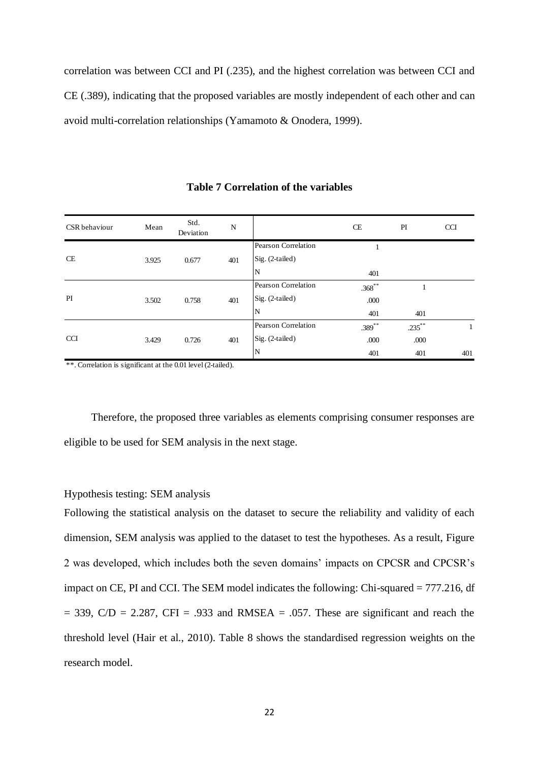correlation was between CCI and PI (.235), and the highest correlation was between CCI and CE (.389), indicating that the proposed variables are mostly independent of each other and can avoid multi-correlation relationships (Yamamoto & Onodera, 1999).

**Table 7 Correlation of the variables**

| CSR behaviour | Mean | Std. Deviation | N | | CE | PI | CCI |
|---|---|---|---|---|---|---|---|
| CE | 3.925 | 0.677 | 401 | Pearson Correlation | 1 | | |
| | | | | Sig. (2-tailed) | | | |
| | | | | N | 401 | | |
| PI | 3.502 | 0.758 | 401 | Pearson Correlation | .368** | 1 | |
| | | | | Sig. (2-tailed) | .000 | | |
| | | | | N | 401 | 401 | |
| CCI | 3.429 | 0.726 | 401 | Pearson Correlation | .389** | .235** | 1 |
| | | | | Sig. (2-tailed) | .000 | .000 | |
| | | | | N | 401 | 401 | 401 |

**. Correlation is significant at the 0.01 level (2-tailed).

Therefore, the proposed three variables as elements comprising consumer responses are eligible to be used for SEM analysis in the next stage.

Hypothesis testing: SEM analysis

Following the statistical analysis on the dataset to secure the reliability and validity of each dimension, SEM analysis was applied to the dataset to test the hypotheses. As a result, Figure 2 was developed, which includes both the seven domains' impacts on CPCSR and CPCSR's impact on CE, PI and CCI. The SEM model indicates the following: Chi-squared = 777.216, df = 339, C/D = 2.287, CFI = .933 and RMSEA = .057. These are significant and reach the threshold level (Hair et al., 2010). Table 8 shows the standardised regression weights on the research model.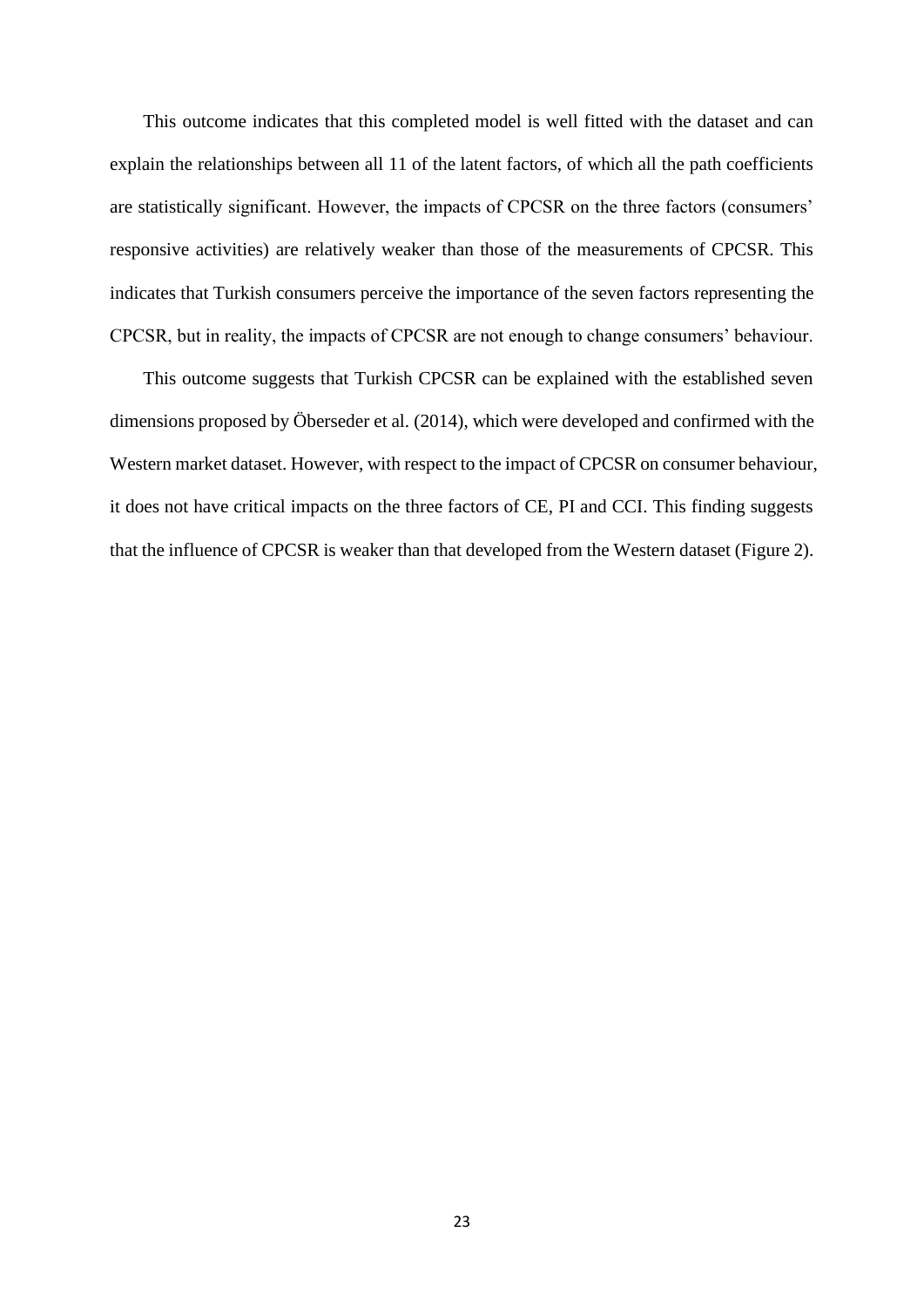This outcome indicates that this completed model is well fitted with the dataset and can explain the relationships between all 11 of the latent factors, of which all the path coefficients are statistically significant. However, the impacts of CPCSR on the three factors (consumers' responsive activities) are relatively weaker than those of the measurements of CPCSR. This indicates that Turkish consumers perceive the importance of the seven factors representing the CPCSR, but in reality, the impacts of CPCSR are not enough to change consumers' behaviour.

This outcome suggests that Turkish CPCSR can be explained with the established seven dimensions proposed by Öberseder et al. (2014), which were developed and confirmed with the Western market dataset. However, with respect to the impact of CPCSR on consumer behaviour, it does not have critical impacts on the three factors of CE, PI and CCI. This finding suggests that the influence of CPCSR is weaker than that developed from the Western dataset (Figure 2).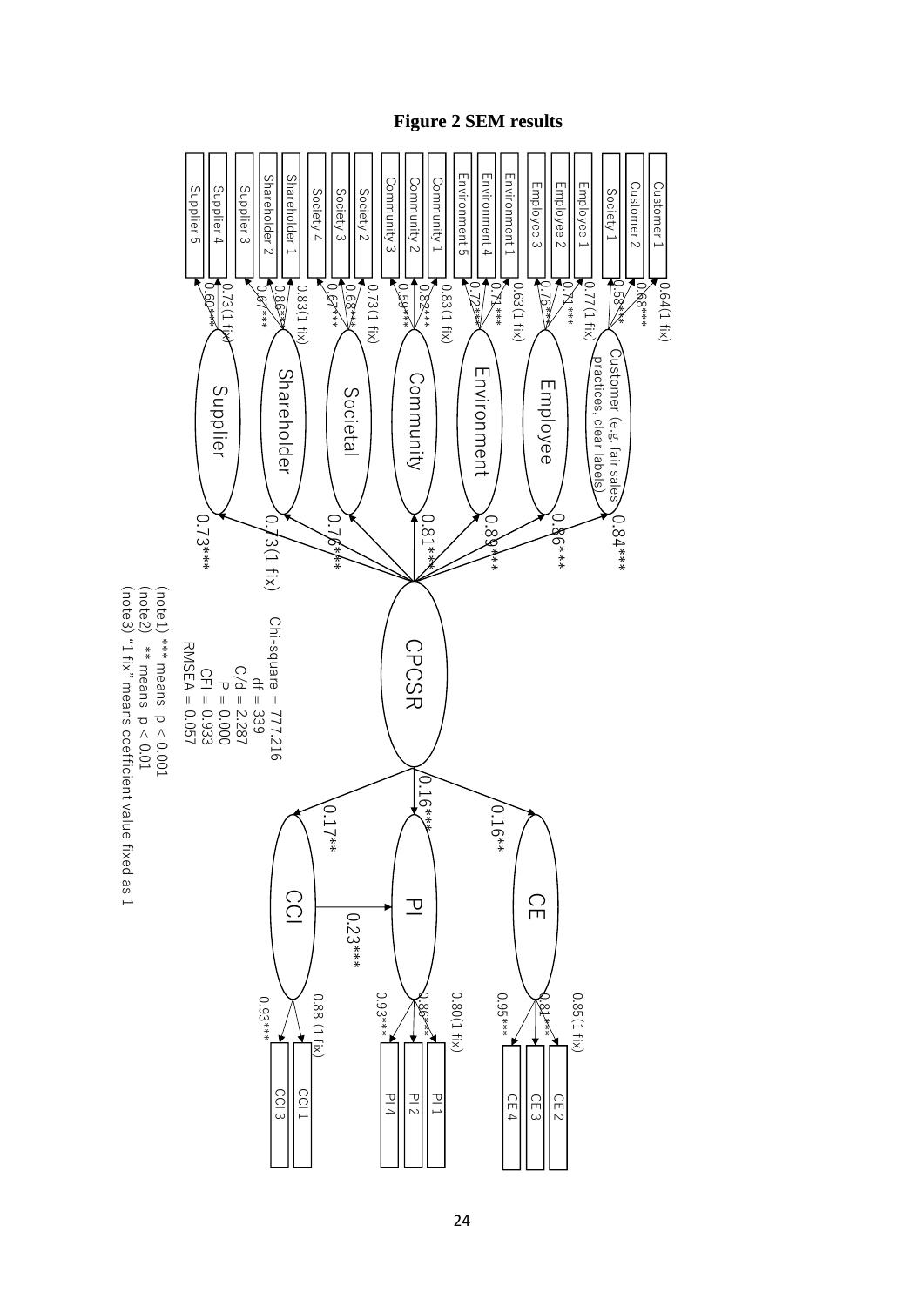**Figure 2 SEM results**

Chi-square = 777.216
df = 339
C/d = 2.287
P = 0.000
CFI = 0.933
RMSEA = 0.057

(note1) *** means p < 0.001
(note2) ** means p < 0.01
(note3) "1 fix" means coefficient value fixed as 1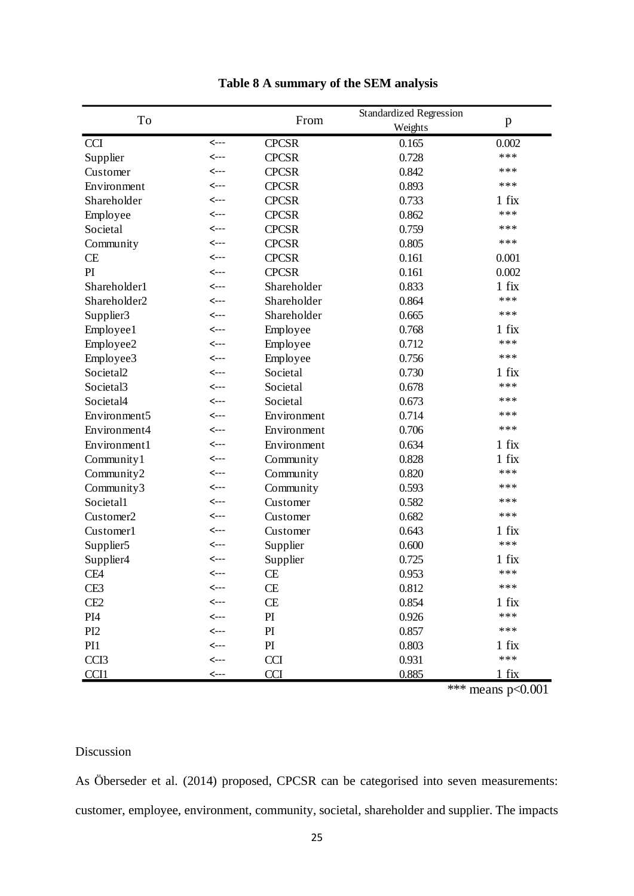**Table 8 A summary of the SEM analysis**

| To | | From | Standardized Regression Weights | p |
|---|---|---|---|---|
| CCI | <--- | CPCSR | 0.165 | 0.002 |
| Supplier | <--- | CPCSR | 0.728 | *** |
| Customer | <--- | CPCSR | 0.842 | *** |
| Environment | <--- | CPCSR | 0.893 | *** |
| Shareholder | <--- | CPCSR | 0.733 | 1 fix |
| Employee | <--- | CPCSR | 0.862 | *** |
| Societal | <--- | CPCSR | 0.759 | *** |
| Community | <--- | CPCSR | 0.805 | *** |
| CE | <--- | CPCSR | 0.161 | 0.001 |
| PI | <--- | CPCSR | 0.161 | 0.002 |
| Shareholder1 | <--- | Shareholder | 0.833 | 1 fix |
| Shareholder2 | <--- | Shareholder | 0.864 | *** |
| Supplier3 | <--- | Shareholder | 0.665 | *** |
| Employee1 | <--- | Employee | 0.768 | 1 fix |
| Employee2 | <--- | Employee | 0.712 | *** |
| Employee3 | <--- | Employee | 0.756 | *** |
| Societal2 | <--- | Societal | 0.730 | 1 fix |
| Societal3 | <--- | Societal | 0.678 | *** |
| Societal4 | <--- | Societal | 0.673 | *** |
| Environment5 | <--- | Environment | 0.714 | *** |
| Environment4 | <--- | Environment | 0.706 | *** |
| Environment1 | <--- | Environment | 0.634 | 1 fix |
| Community1 | <--- | Community | 0.828 | 1 fix |
| Community2 | <--- | Community | 0.820 | *** |
| Community3 | <--- | Community | 0.593 | *** |
| Societal1 | <--- | Customer | 0.582 | *** |
| Customer2 | <--- | Customer | 0.682 | *** |
| Customer1 | <--- | Customer | 0.643 | 1 fix |
| Supplier5 | <--- | Supplier | 0.600 | *** |
| Supplier4 | <--- | Supplier | 0.725 | 1 fix |
| CE4 | <--- | CE | 0.953 | *** |
| CE3 | <--- | CE | 0.812 | *** |
| CE2 | <--- | CE | 0.854 | 1 fix |
| PI4 | <--- | PI | 0.926 | *** |
| PI2 | <--- | PI | 0.857 | *** |
| PI1 | <--- | PI | 0.803 | 1 fix |
| CCI3 | <--- | CCI | 0.931 | *** |
| CCI1 | <--- | CCI | 0.885 | 1 fix |

*** means $p<0.001$

Discussion

As Öberseder et al. (2014) proposed, CPCSR can be categorised into seven measurements: customer, employee, environment, community, societal, shareholder and supplier. The impacts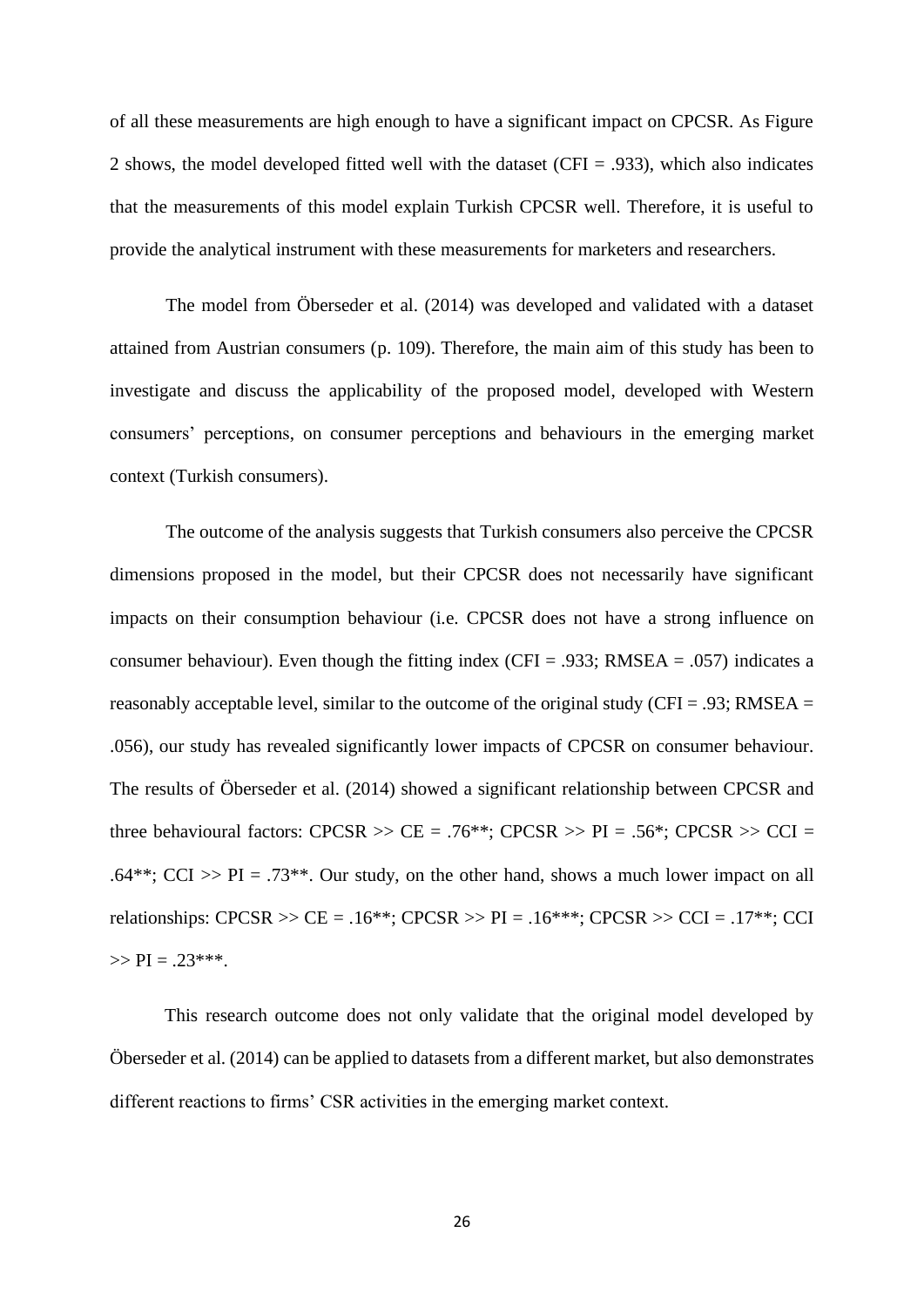of all these measurements are high enough to have a significant impact on CPCSR. As Figure 2 shows, the model developed fitted well with the dataset (CFI = .933), which also indicates that the measurements of this model explain Turkish CPCSR well. Therefore, it is useful to provide the analytical instrument with these measurements for marketers and researchers.

The model from Öberseder et al. (2014) was developed and validated with a dataset attained from Austrian consumers (p. 109). Therefore, the main aim of this study has been to investigate and discuss the applicability of the proposed model, developed with Western consumers' perceptions, on consumer perceptions and behaviours in the emerging market context (Turkish consumers).

The outcome of the analysis suggests that Turkish consumers also perceive the CPCSR dimensions proposed in the model, but their CPCSR does not necessarily have significant impacts on their consumption behaviour (i.e. CPCSR does not have a strong influence on consumer behaviour). Even though the fitting index (CFI = .933; RMSEA = .057) indicates a reasonably acceptable level, similar to the outcome of the original study (CFI = .93; RMSEA = .056), our study has revealed significantly lower impacts of CPCSR on consumer behaviour. The results of Öberseder et al. (2014) showed a significant relationship between CPCSR and three behavioural factors: CPCSR >> CE = .76**; CPCSR >> PI = .56*; CPCSR >> CCI = .64**; CCI >> PI = .73**. Our study, on the other hand, shows a much lower impact on all relationships: CPCSR >> CE = .16**; CPCSR >> PI = .16***; CPCSR >> CCI = .17**; CCI >> PI = .23***.

This research outcome does not only validate that the original model developed by Öberseder et al. (2014) can be applied to datasets from a different market, but also demonstrates different reactions to firms' CSR activities in the emerging market context.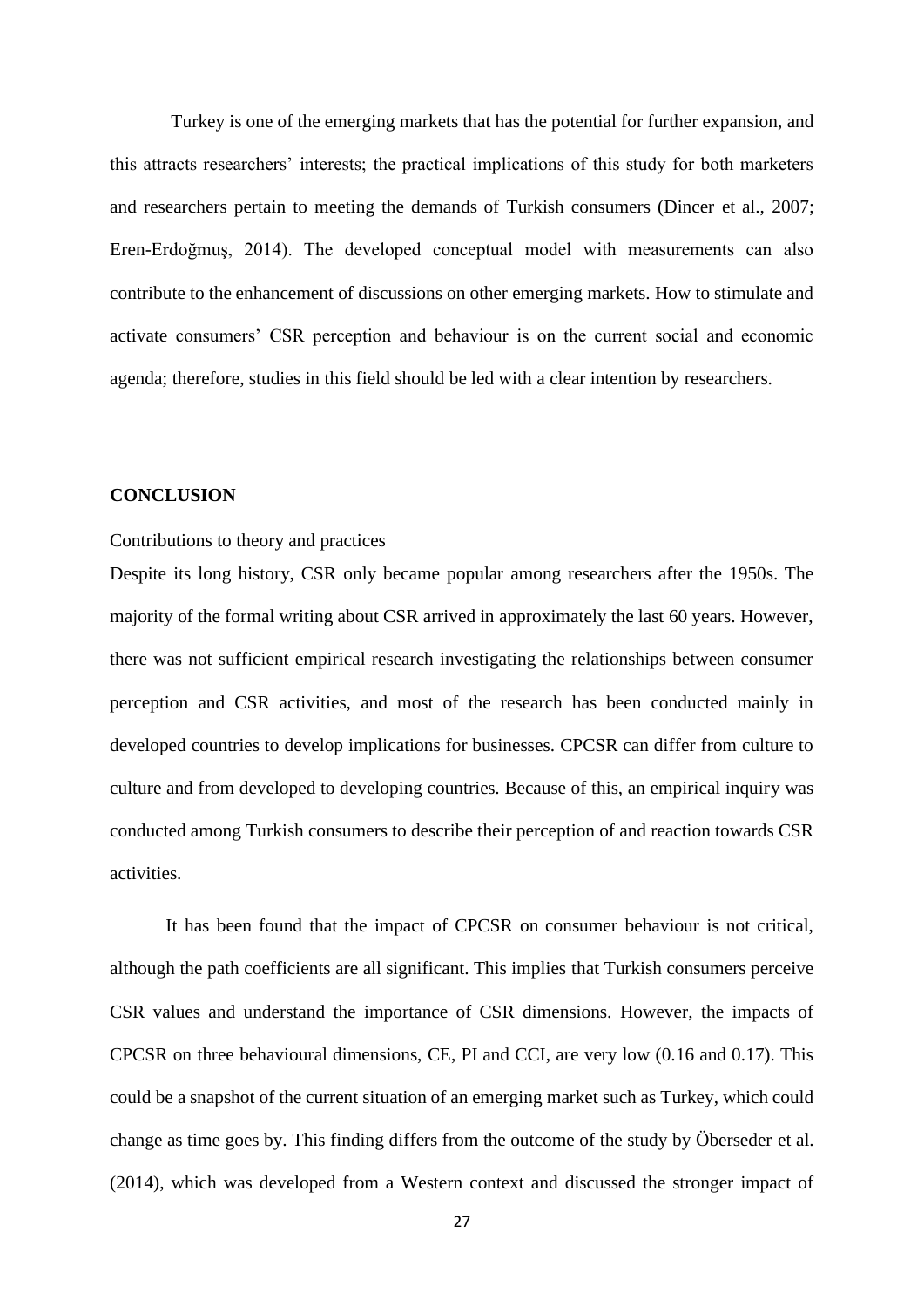Turkey is one of the emerging markets that has the potential for further expansion, and this attracts researchers' interests; the practical implications of this study for both marketers and researchers pertain to meeting the demands of Turkish consumers (Dincer et al., 2007; Eren-Erdoğmuş, 2014). The developed conceptual model with measurements can also contribute to the enhancement of discussions on other emerging markets. How to stimulate and activate consumers' CSR perception and behaviour is on the current social and economic agenda; therefore, studies in this field should be led with a clear intention by researchers.

## CONCLUSION

### Contributions to theory and practices

Despite its long history, CSR only became popular among researchers after the 1950s. The majority of the formal writing about CSR arrived in approximately the last 60 years. However, there was not sufficient empirical research investigating the relationships between consumer perception and CSR activities, and most of the research has been conducted mainly in developed countries to develop implications for businesses. CPCSR can differ from culture to culture and from developed to developing countries. Because of this, an empirical inquiry was conducted among Turkish consumers to describe their perception of and reaction towards CSR activities.

It has been found that the impact of CPCSR on consumer behaviour is not critical, although the path coefficients are all significant. This implies that Turkish consumers perceive CSR values and understand the importance of CSR dimensions. However, the impacts of CPCSR on three behavioural dimensions, CE, PI and CCI, are very low (0.16 and 0.17). This could be a snapshot of the current situation of an emerging market such as Turkey, which could change as time goes by. This finding differs from the outcome of the study by Öberseder et al. (2014), which was developed from a Western context and discussed the stronger impact of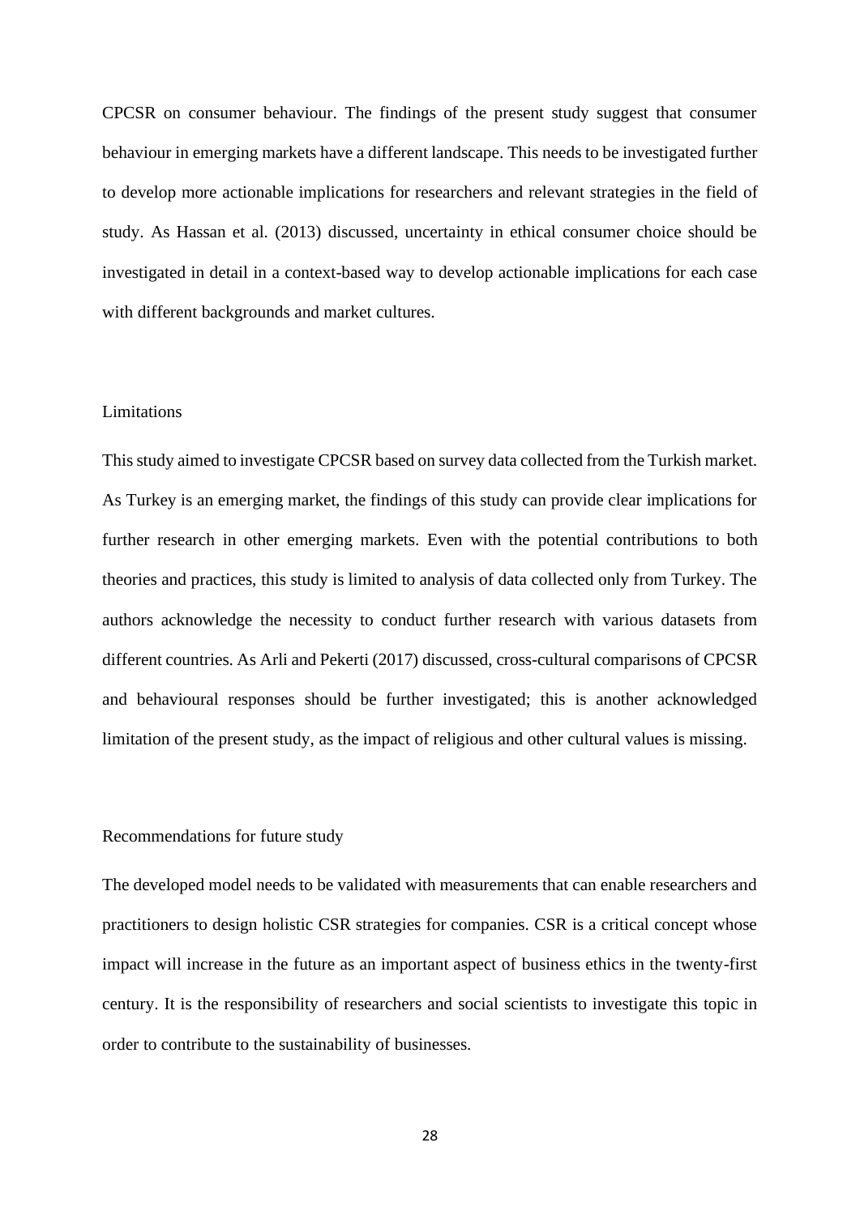CPCSR on consumer behaviour. The findings of the present study suggest that consumer behaviour in emerging markets have a different landscape. This needs to be investigated further to develop more actionable implications for researchers and relevant strategies in the field of study. As Hassan et al. (2013) discussed, uncertainty in ethical consumer choice should be investigated in detail in a context-based way to develop actionable implications for each case with different backgrounds and market cultures.

## Limitations

This study aimed to investigate CPCSR based on survey data collected from the Turkish market. As Turkey is an emerging market, the findings of this study can provide clear implications for further research in other emerging markets. Even with the potential contributions to both theories and practices, this study is limited to analysis of data collected only from Turkey. The authors acknowledge the necessity to conduct further research with various datasets from different countries. As Arli and Pekerti (2017) discussed, cross-cultural comparisons of CPCSR and behavioural responses should be further investigated; this is another acknowledged limitation of the present study, as the impact of religious and other cultural values is missing.

## Recommendations for future study

The developed model needs to be validated with measurements that can enable researchers and practitioners to design holistic CSR strategies for companies. CSR is a critical concept whose impact will increase in the future as an important aspect of business ethics in the twenty-first century. It is the responsibility of researchers and social scientists to investigate this topic in order to contribute to the sustainability of businesses.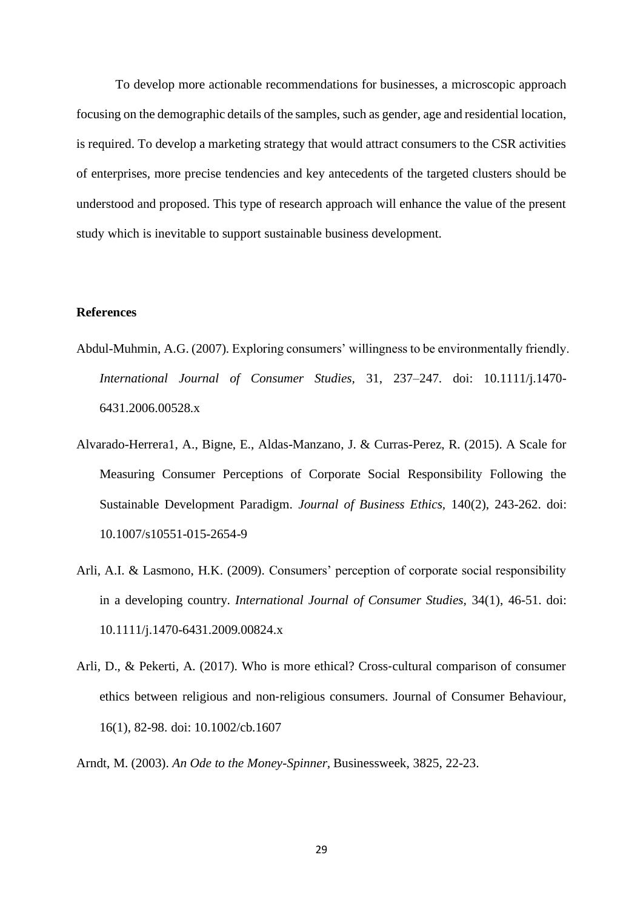To develop more actionable recommendations for businesses, a microscopic approach focusing on the demographic details of the samples, such as gender, age and residential location, is required. To develop a marketing strategy that would attract consumers to the CSR activities of enterprises, more precise tendencies and key antecedents of the targeted clusters should be understood and proposed. This type of research approach will enhance the value of the present study which is inevitable to support sustainable business development.

## References

Abdul-Muhmin, A.G. (2007). Exploring consumers' willingness to be environmentally friendly. *International Journal of Consumer Studies*, 31, 237–247. doi: 10.1111/j.1470-6431.2006.00528.x

Alvarado-Herrera1, A., Bigne, E., Aldas-Manzano, J. & Curras-Perez, R. (2015). A Scale for Measuring Consumer Perceptions of Corporate Social Responsibility Following the Sustainable Development Paradigm. *Journal of Business Ethics*, 140(2), 243-262. doi: 10.1007/s10551-015-2654-9

Arli, A.I. & Lasmono, H.K. (2009). Consumers' perception of corporate social responsibility in a developing country. *International Journal of Consumer Studies*, 34(1), 46-51. doi: 10.1111/j.1470-6431.2009.00824.x

Arli, D., & Pekerti, A. (2017). Who is more ethical? Cross‐cultural comparison of consumer ethics between religious and non‐religious consumers. Journal of Consumer Behaviour, 16(1), 82-98. doi: 10.1002/cb.1607

Arndt, M. (2003). *An Ode to the Money-Spinner*, Businessweek, 3825, 22-23.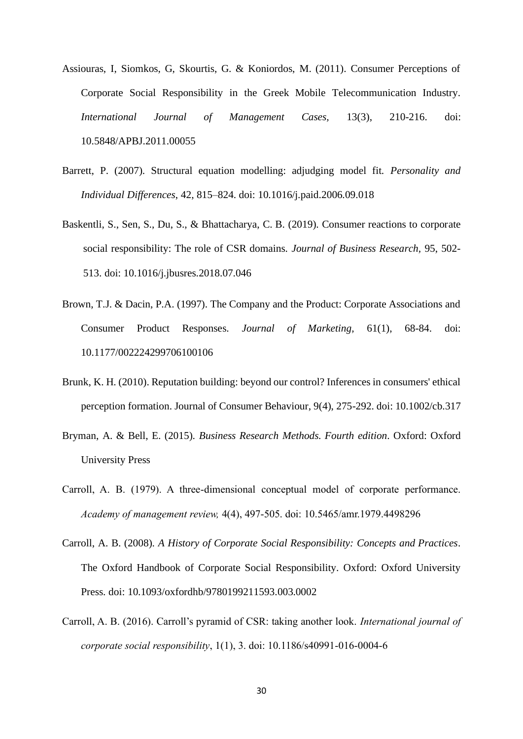Assiouras, I, Siomkos, G, Skourtis, G. & Koniordos, M. (2011). Consumer Perceptions of Corporate Social Responsibility in the Greek Mobile Telecommunication Industry. *International Journal of Management Cases,* 13(3), 210-216. doi: 10.5848/APBJ.2011.00055

Barrett, P. (2007). Structural equation modelling: adjudging model fit. *Personality and Individual Differences*, 42, 815–824. doi: 10.1016/j.paid.2006.09.018

Baskentli, S., Sen, S., Du, S., & Bhattacharya, C. B. (2019). Consumer reactions to corporate social responsibility: The role of CSR domains. *Journal of Business Research*, 95, 502-513. doi: 10.1016/j.jbusres.2018.07.046

Brown, T.J. & Dacin, P.A. (1997). The Company and the Product: Corporate Associations and Consumer Product Responses. *Journal of Marketing,* 61(1), 68-84. doi: 10.1177/002224299706100106

Brunk, K. H. (2010). Reputation building: beyond our control? Inferences in consumers' ethical perception formation. Journal of Consumer Behaviour, 9(4), 275-292. doi: 10.1002/cb.317

Bryman, A. & Bell, E. (2015). *Business Research Methods. Fourth edition*. Oxford: Oxford University Press

Carroll, A. B. (1979). A three-dimensional conceptual model of corporate performance. *Academy of management review,* 4(4), 497-505. doi: 10.5465/amr.1979.4498296

Carroll, A. B. (2008). *A History of Corporate Social Responsibility: Concepts and Practices*. The Oxford Handbook of Corporate Social Responsibility. Oxford: Oxford University Press. doi: 10.1093/oxfordhb/9780199211593.003.0002

Carroll, A. B. (2016). Carroll's pyramid of CSR: taking another look. *International journal of corporate social responsibility*, 1(1), 3. doi: 10.1186/s40991-016-0004-6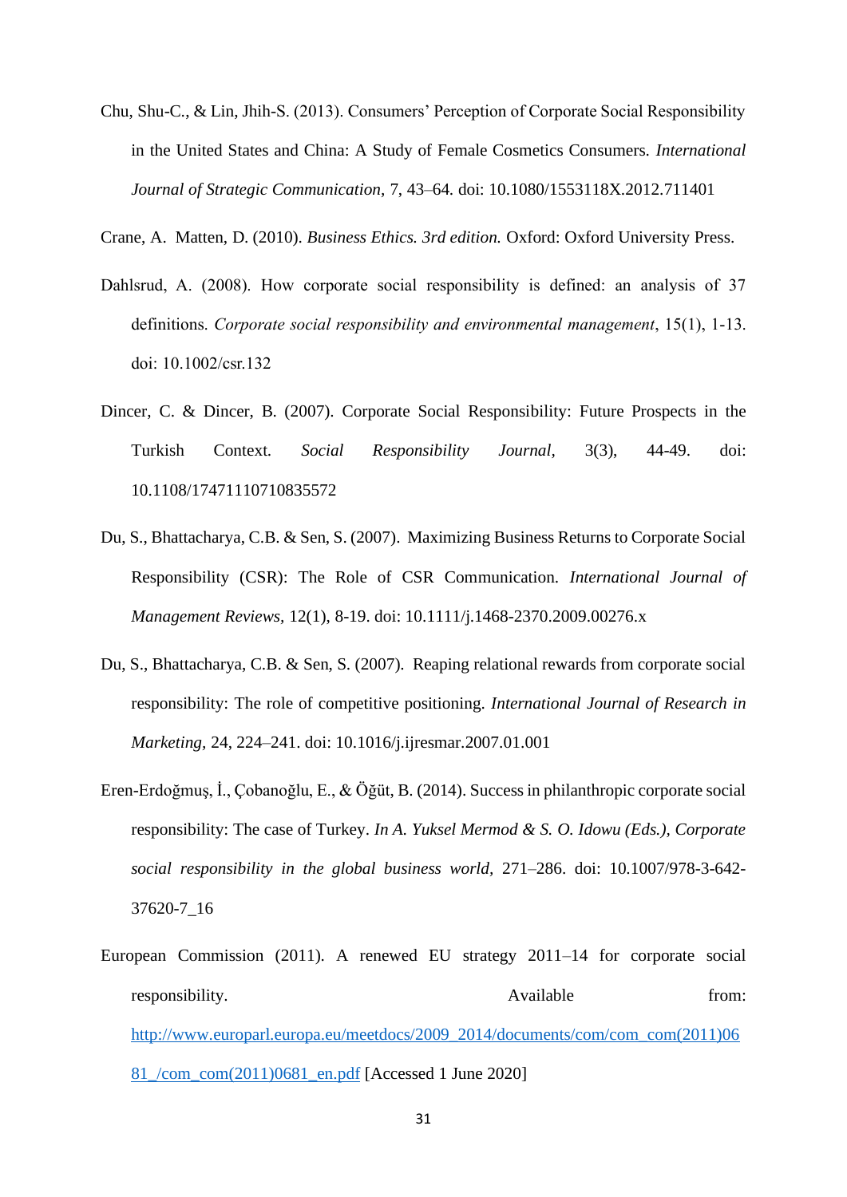Chu, Shu-C., & Lin, Jhih-S. (2013). Consumers' Perception of Corporate Social Responsibility in the United States and China: A Study of Female Cosmetics Consumers. *International Journal of Strategic Communication,* 7, 43–64. doi: 10.1080/1553118X.2012.711401

Crane, A. Matten, D. (2010). *Business Ethics. 3rd edition.* Oxford: Oxford University Press.

Dahlsrud, A. (2008). How corporate social responsibility is defined: an analysis of 37 definitions. *Corporate social responsibility and environmental management*, 15(1), 1-13. doi: 10.1002/csr.132

Dincer, C. & Dincer, B. (2007). Corporate Social Responsibility: Future Prospects in the Turkish Context. *Social Responsibility Journal,* 3(3), 44-49. doi: 10.1108/17471110710835572

Du, S., Bhattacharya, C.B. & Sen, S. (2007). Maximizing Business Returns to Corporate Social Responsibility (CSR): The Role of CSR Communication. *International Journal of Management Reviews,* 12(1), 8-19. doi: 10.1111/j.1468-2370.2009.00276.x

Du, S., Bhattacharya, C.B. & Sen, S. (2007). Reaping relational rewards from corporate social responsibility: The role of competitive positioning. *International Journal of Research in Marketing,* 24, 224–241. doi: 10.1016/j.ijresmar.2007.01.001

Eren-Erdoğmuş, İ., Çobanoğlu, E., & Öğüt, B. (2014). Success in philanthropic corporate social responsibility: The case of Turkey. *In A. Yuksel Mermod & S. O. Idowu (Eds.), Corporate social responsibility in the global business world,* 271–286. doi: 10.1007/978-3-642-37620-7_16

European Commission (2011). A renewed EU strategy 2011–14 for corporate social responsibility. Available from: [http://www.europarl.europa.eu/meetdocs/2009_2014/documents/com/com_com(2011)0681_/com_com(2011)0681_en.pdf](http://www.europarl.europa.eu/meetdocs/2009_2014/documents/com/com_com(2011)0681_/com_com(2011)0681_en.pdf) [Accessed 1 June 2020]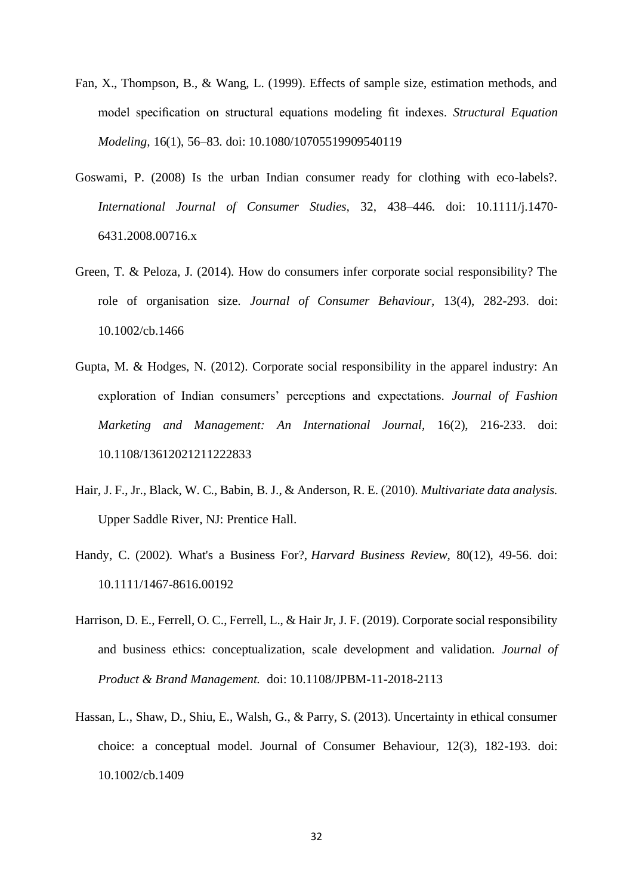Fan, X., Thompson, B., & Wang, L. (1999). Effects of sample size, estimation methods, and model specification on structural equations modeling fit indexes. *Structural Equation Modeling*, 16(1), 56–83. doi: 10.1080/10705519909540119

Goswami, P. (2008) Is the urban Indian consumer ready for clothing with eco-labels?. *International Journal of Consumer Studies*, 32, 438–446. doi: 10.1111/j.1470-6431.2008.00716.x

Green, T. & Peloza, J. (2014). How do consumers infer corporate social responsibility? The role of organisation size. *Journal of Consumer Behaviour*, 13(4), 282-293. doi: 10.1002/cb.1466

Gupta, M. & Hodges, N. (2012). Corporate social responsibility in the apparel industry: An exploration of Indian consumers' perceptions and expectations. *Journal of Fashion Marketing and Management: An International Journal*, 16(2), 216-233. doi: 10.1108/13612021211222833

Hair, J. F., Jr., Black, W. C., Babin, B. J., & Anderson, R. E. (2010). *Multivariate data analysis.* Upper Saddle River, NJ: Prentice Hall.

Handy, C. (2002). What's a Business For?, *Harvard Business Review*, 80(12), 49-56. doi: 10.1111/1467-8616.00192

Harrison, D. E., Ferrell, O. C., Ferrell, L., & Hair Jr, J. F. (2019). Corporate social responsibility and business ethics: conceptualization, scale development and validation. *Journal of Product & Brand Management.* doi: 10.1108/JPBM-11-2018-2113

Hassan, L., Shaw, D., Shiu, E., Walsh, G., & Parry, S. (2013). Uncertainty in ethical consumer choice: a conceptual model. Journal of Consumer Behaviour, 12(3), 182-193. doi: 10.1002/cb.1409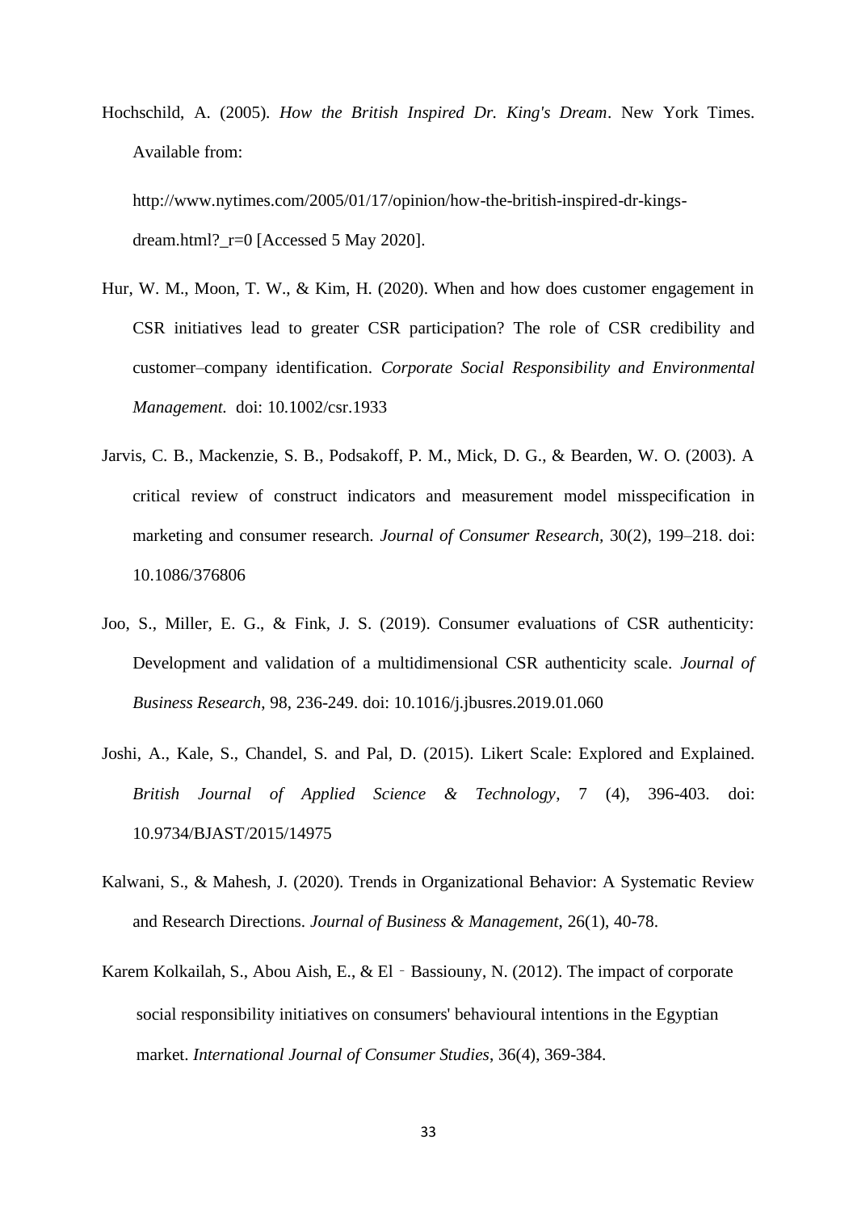Hochschild, A. (2005). *How the British Inspired Dr. King's Dream*. New York Times. Available from: http://www.nytimes.com/2005/01/17/opinion/how-the-british-inspired-dr-kings-dream.html?_r=0 [Accessed 5 May 2020].

Hur, W. M., Moon, T. W., & Kim, H. (2020). When and how does customer engagement in CSR initiatives lead to greater CSR participation? The role of CSR credibility and customer–company identification. *Corporate Social Responsibility and Environmental Management.* doi: 10.1002/csr.1933

Jarvis, C. B., Mackenzie, S. B., Podsakoff, P. M., Mick, D. G., & Bearden, W. O. (2003). A critical review of construct indicators and measurement model misspecification in marketing and consumer research. *Journal of Consumer Research*, 30(2), 199–218. doi: 10.1086/376806

Joo, S., Miller, E. G., & Fink, J. S. (2019). Consumer evaluations of CSR authenticity: Development and validation of a multidimensional CSR authenticity scale. *Journal of Business Research*, 98, 236-249. doi: 10.1016/j.jbusres.2019.01.060

Joshi, A., Kale, S., Chandel, S. and Pal, D. (2015). Likert Scale: Explored and Explained. *British Journal of Applied Science & Technology*, 7 (4), 396-403. doi: 10.9734/BJAST/2015/14975

Kalwani, S., & Mahesh, J. (2020). Trends in Organizational Behavior: A Systematic Review and Research Directions. *Journal of Business & Management,* 26(1), 40-78.

Karem Kolkailah, S., Abou Aish, E., & El‐Bassiouny, N. (2012). The impact of corporate social responsibility initiatives on consumers' behavioural intentions in the Egyptian market. *International Journal of Consumer Studies*, 36(4), 369-384.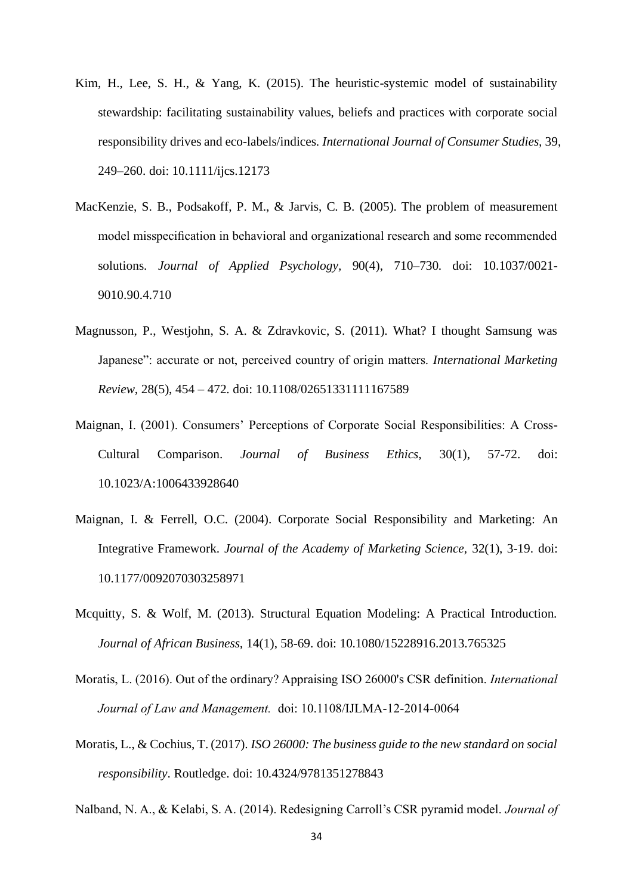Kim, H., Lee, S. H., & Yang, K. (2015). The heuristic-systemic model of sustainability stewardship: facilitating sustainability values, beliefs and practices with corporate social responsibility drives and eco-labels/indices. *International Journal of Consumer Studies*, 39, 249–260. doi: 10.1111/ijcs.12173

MacKenzie, S. B., Podsakoff, P. M., & Jarvis, C. B. (2005). The problem of measurement model misspecification in behavioral and organizational research and some recommended solutions. *Journal of Applied Psychology*, 90(4), 710–730. doi: 10.1037/0021-9010.90.4.710

Magnusson, P., Westjohn, S. A. & Zdravkovic, S. (2011). What? I thought Samsung was Japanese": accurate or not, perceived country of origin matters. *International Marketing Review*, 28(5), 454 – 472. doi: 10.1108/02651331111167589

Maignan, I. (2001). Consumers' Perceptions of Corporate Social Responsibilities: A Cross-Cultural Comparison. *Journal of Business Ethics*, 30(1), 57-72. doi: 10.1023/A:1006433928640

Maignan, I. & Ferrell, O.C. (2004). Corporate Social Responsibility and Marketing: An Integrative Framework. *Journal of the Academy of Marketing Science*, 32(1), 3-19. doi: 10.1177/0092070303258971

Mcquitty, S. & Wolf, M. (2013). Structural Equation Modeling: A Practical Introduction. *Journal of African Business*, 14(1), 58-69. doi: 10.1080/15228916.2013.765325

Moratis, L. (2016). Out of the ordinary? Appraising ISO 26000's CSR definition. *International Journal of Law and Management.* doi: 10.1108/IJLMA-12-2014-0064

Moratis, L., & Cochius, T. (2017). *ISO 26000: The business guide to the new standard on social responsibility*. Routledge. doi: 10.4324/9781351278843

Nalband, N. A., & Kelabi, S. A. (2014). Redesigning Carroll's CSR pyramid model. *Journal of*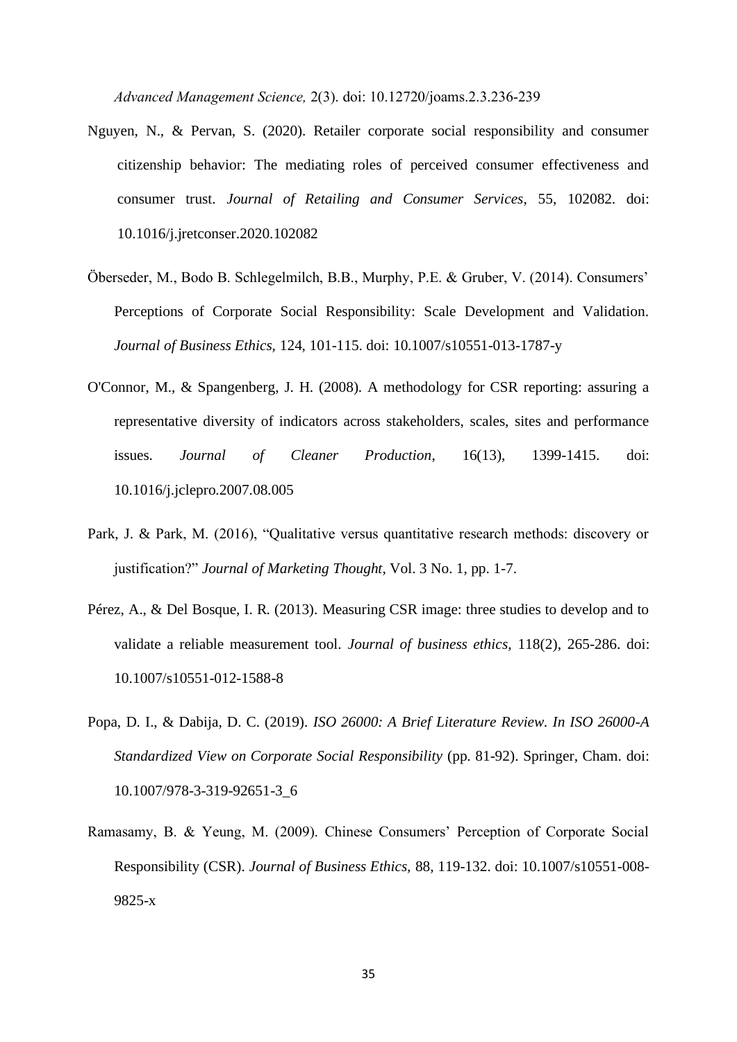*Advanced Management Science,* 2(3). doi: 10.12720/joams.2.3.236-239

Nguyen, N., & Pervan, S. (2020). Retailer corporate social responsibility and consumer citizenship behavior: The mediating roles of perceived consumer effectiveness and consumer trust. *Journal of Retailing and Consumer Services*, 55, 102082. doi: 10.1016/j.jretconser.2020.102082

Öberseder, M., Bodo B. Schlegelmilch, B.B., Murphy, P.E. & Gruber, V. (2014). Consumers' Perceptions of Corporate Social Responsibility: Scale Development and Validation. *Journal of Business Ethics,* 124, 101-115. doi: 10.1007/s10551-013-1787-y

O'Connor, M., & Spangenberg, J. H. (2008). A methodology for CSR reporting: assuring a representative diversity of indicators across stakeholders, scales, sites and performance issues. *Journal of Cleaner Production*, 16(13), 1399-1415. doi: 10.1016/j.jclepro.2007.08.005

Park, J. & Park, M. (2016), "Qualitative versus quantitative research methods: discovery or justification?" *Journal of Marketing Thought*, Vol. 3 No. 1, pp. 1-7.

Pérez, A., & Del Bosque, I. R. (2013). Measuring CSR image: three studies to develop and to validate a reliable measurement tool. *Journal of business ethics*, 118(2), 265-286. doi: 10.1007/s10551-012-1588-8

Popa, D. I., & Dabija, D. C. (2019). *ISO 26000: A Brief Literature Review. In ISO 26000-A Standardized View on Corporate Social Responsibility* (pp. 81-92). Springer, Cham. doi: 10.1007/978-3-319-92651-3_6

Ramasamy, B. & Yeung, M. (2009). Chinese Consumers' Perception of Corporate Social Responsibility (CSR). *Journal of Business Ethics,* 88, 119-132. doi: 10.1007/s10551-008-9825-x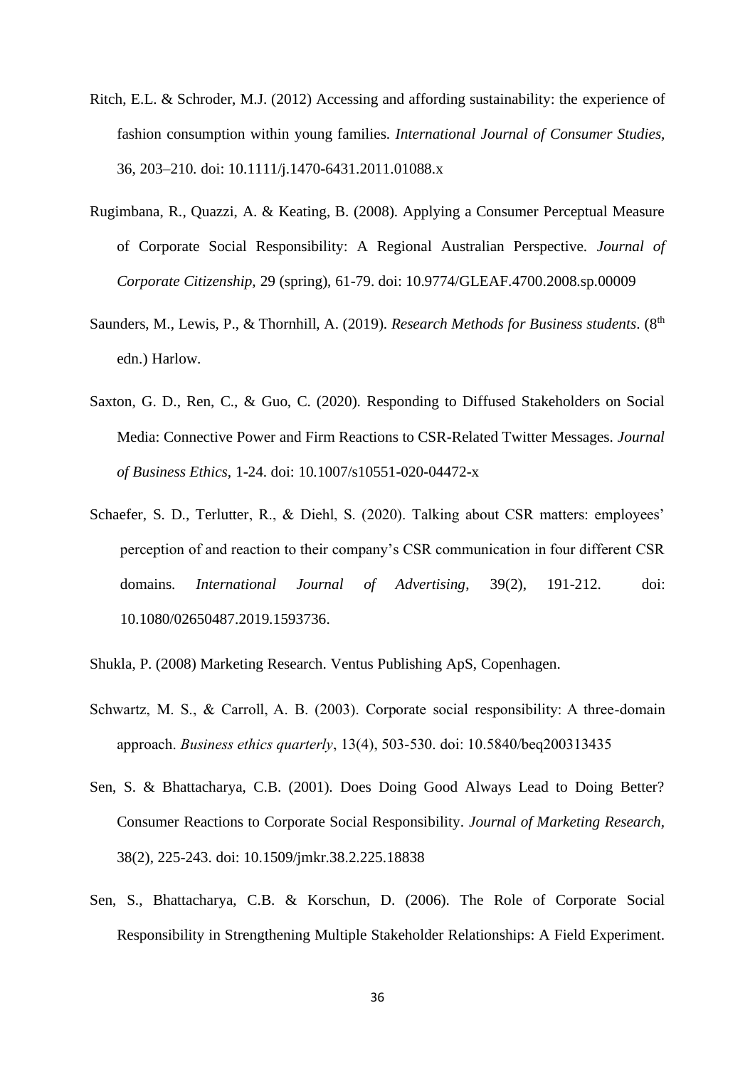Ritch, E.L. & Schroder, M.J. (2012) Accessing and affording sustainability: the experience of fashion consumption within young families. *International Journal of Consumer Studies,* 36, 203–210. doi: 10.1111/j.1470-6431.2011.01088.x

Rugimbana, R., Quazzi, A. & Keating, B. (2008). Applying a Consumer Perceptual Measure of Corporate Social Responsibility: A Regional Australian Perspective. *Journal of Corporate Citizenship,* 29 (spring), 61-79. doi: 10.9774/GLEAF.4700.2008.sp.00009

Saunders, M., Lewis, P., & Thornhill, A. (2019). *Research Methods for Business students*. (8th edn.) Harlow.

Saxton, G. D., Ren, C., & Guo, C. (2020). Responding to Diffused Stakeholders on Social Media: Connective Power and Firm Reactions to CSR-Related Twitter Messages. *Journal of Business Ethics*, 1-24. doi: 10.1007/s10551-020-04472-x

Schaefer, S. D., Terlutter, R., & Diehl, S. (2020). Talking about CSR matters: employees' perception of and reaction to their company's CSR communication in four different CSR domains. *International Journal of Advertising*, 39(2), 191-212. doi: 10.1080/02650487.2019.1593736.

Shukla, P. (2008) Marketing Research. Ventus Publishing ApS, Copenhagen.

Schwartz, M. S., & Carroll, A. B. (2003). Corporate social responsibility: A three-domain approach. *Business ethics quarterly*, 13(4), 503-530. doi: 10.5840/beq200313435

Sen, S. & Bhattacharya, C.B. (2001). Does Doing Good Always Lead to Doing Better? Consumer Reactions to Corporate Social Responsibility. *Journal of Marketing Research,* 38(2), 225-243. doi: 10.1509/jmkr.38.2.225.18838

Sen, S., Bhattacharya, C.B. & Korschun, D. (2006). The Role of Corporate Social Responsibility in Strengthening Multiple Stakeholder Relationships: A Field Experiment.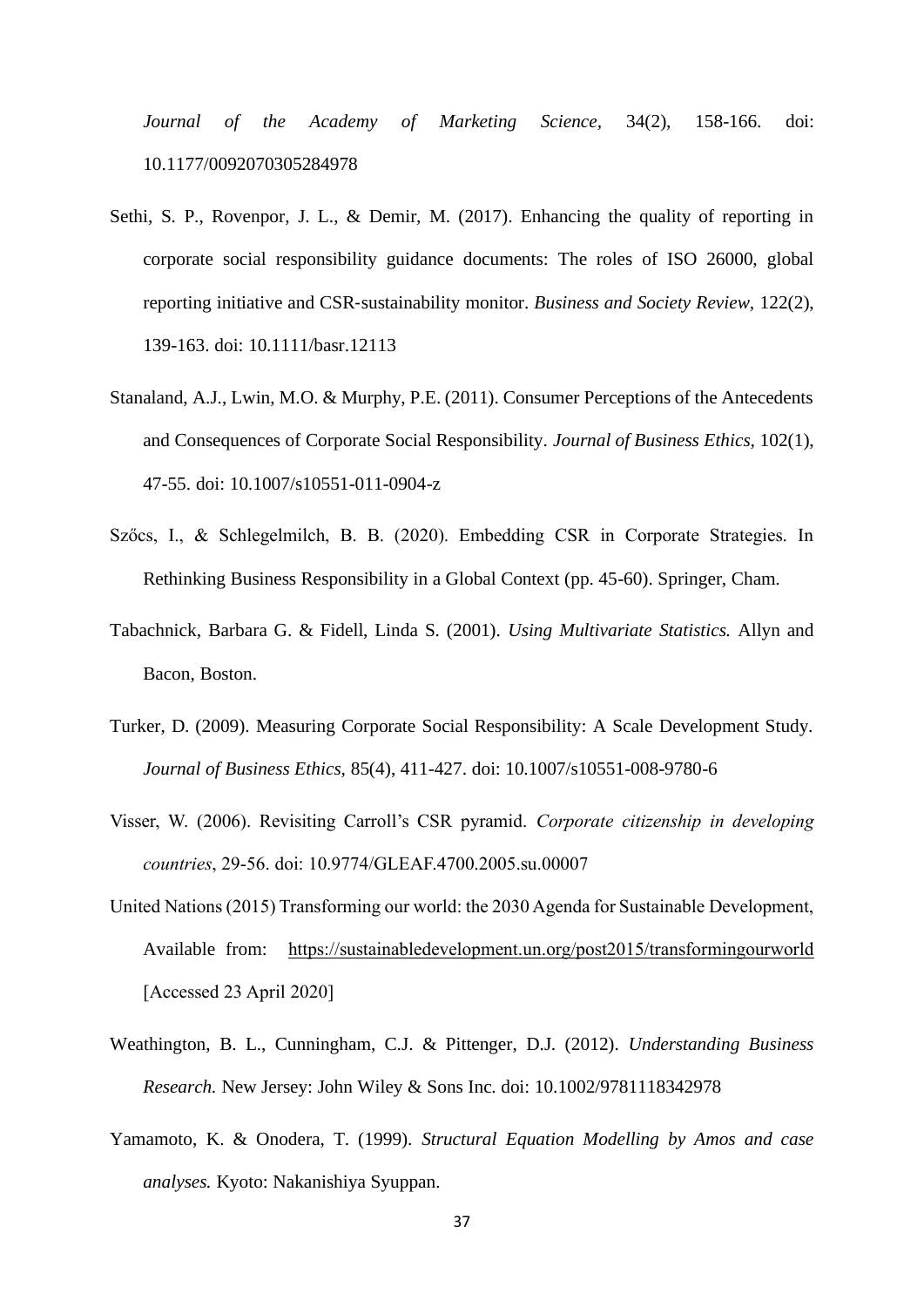*Journal of the Academy of Marketing Science*, 34(2), 158-166. doi: 10.1177/0092070305284978

Sethi, S. P., Rovenpor, J. L., & Demir, M. (2017). Enhancing the quality of reporting in corporate social responsibility guidance documents: The roles of ISO 26000, global reporting initiative and CSR‐sustainability monitor. *Business and Society Review,* 122(2), 139-163. doi: 10.1111/basr.12113

Stanaland, A.J., Lwin, M.O. & Murphy, P.E. (2011). Consumer Perceptions of the Antecedents and Consequences of Corporate Social Responsibility. *Journal of Business Ethics*, 102(1), 47-55. doi: 10.1007/s10551-011-0904-z

Szőcs, I., & Schlegelmilch, B. B. (2020). Embedding CSR in Corporate Strategies. In Rethinking Business Responsibility in a Global Context (pp. 45-60). Springer, Cham.

Tabachnick, Barbara G. & Fidell, Linda S. (2001). *Using Multivariate Statistics.* Allyn and Bacon, Boston.

Turker, D. (2009). Measuring Corporate Social Responsibility: A Scale Development Study. *Journal of Business Ethics,* 85(4), 411-427. doi: 10.1007/s10551-008-9780-6

Visser, W. (2006). Revisiting Carroll's CSR pyramid. *Corporate citizenship in developing countries*, 29-56. doi: 10.9774/GLEAF.4700.2005.su.00007

United Nations (2015) Transforming our world: the 2030 Agenda for Sustainable Development, Available from: https://sustainabledevelopment.un.org/post2015/transformingourworld [Accessed 23 April 2020]

Weathington, B. L., Cunningham, C.J. & Pittenger, D.J. (2012). *Understanding Business Research.* New Jersey: John Wiley & Sons Inc. doi: 10.1002/9781118342978

Yamamoto, K. & Onodera, T. (1999). *Structural Equation Modelling by Amos and case analyses.* Kyoto: Nakanishiya Syuppan.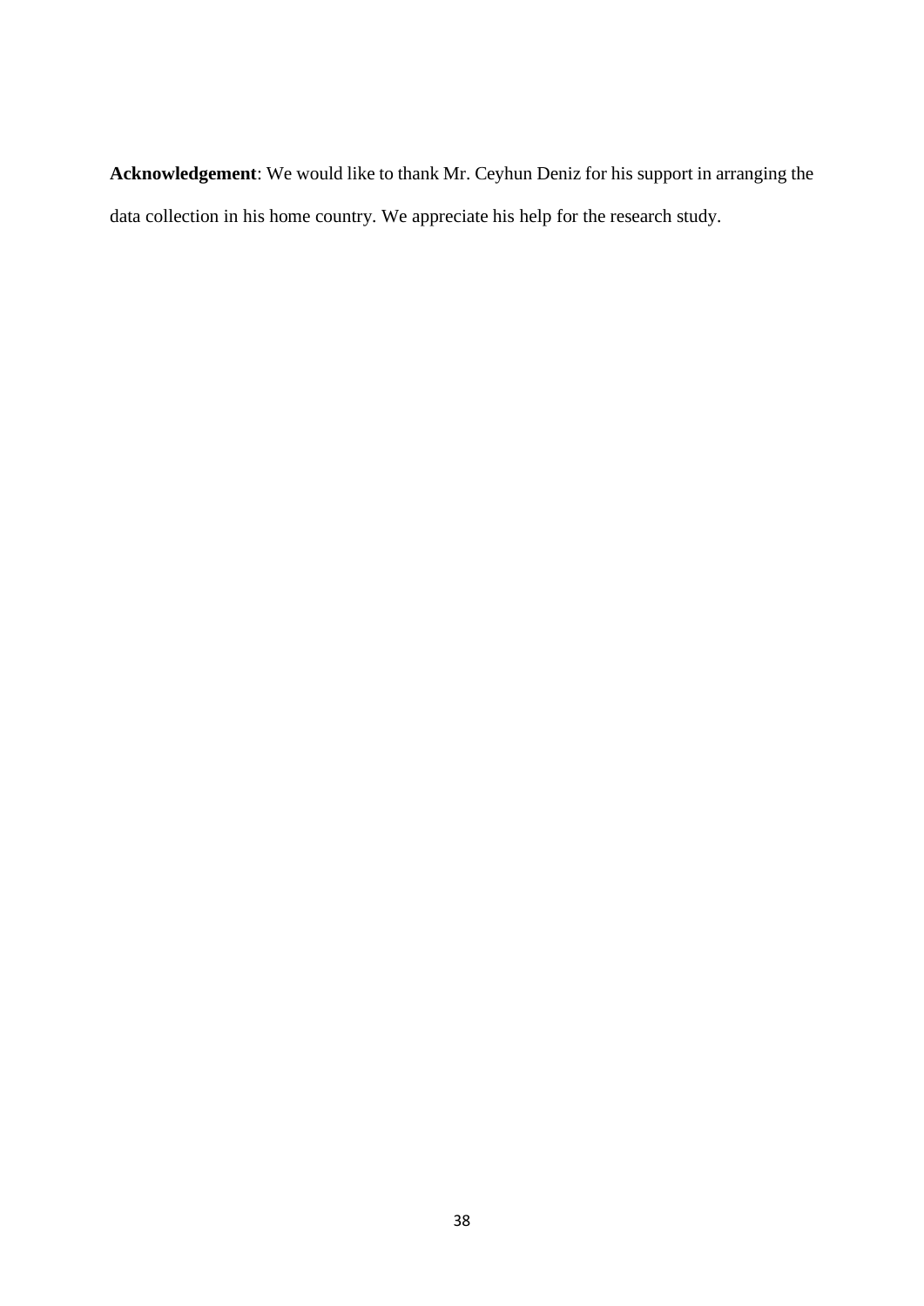**Acknowledgement**: We would like to thank Mr. Ceyhun Deniz for his support in arranging the data collection in his home country. We appreciate his help for the research study.